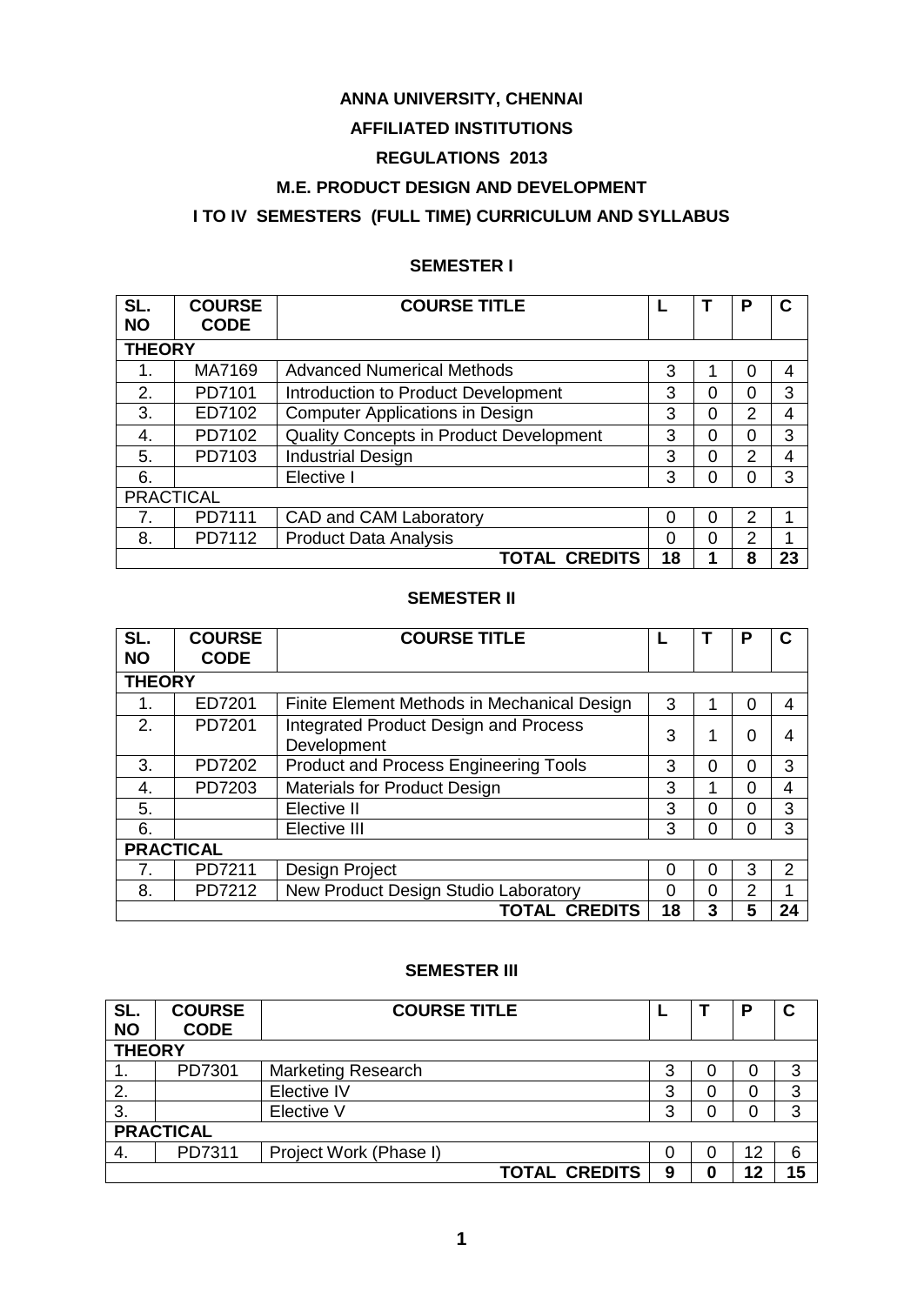# ANNA UNIVERSITY, CHENNAI

## AFFILIATED INSTITUTIONS

## REGULATIONS 2013

## M.E. PRODUCT DESIGN AND DEVELOPMENT

## I TO IV SEMESTERS (FULL TIME) CURRICULUM AND SYLLABUS

### SEMESTER I

| SL. NO | COURSE CODE | COURSE TITLE | L | T | P | C |
|---|---|---|---|---|---|---|
| **THEORY** | | | | | | |
| 1. | MA7169 | Advanced Numerical Methods | 3 | 1 | 0 | 4 |
| 2. | PD7101 | Introduction to Product Development | 3 | 0 | 0 | 3 |
| 3. | ED7102 | Computer Applications in Design | 3 | 0 | 2 | 4 |
| 4. | PD7102 | Quality Concepts in Product Development | 3 | 0 | 0 | 3 |
| 5. | PD7103 | Industrial Design | 3 | 0 | 2 | 4 |
| 6. | | Elective I | 3 | 0 | 0 | 3 |
| PRACTICAL | | | | | | |
| 7. | PD7111 | CAD and CAM Laboratory | 0 | 0 | 2 | 1 |
| 8. | PD7112 | Product Data Analysis | 0 | 0 | 2 | 1 |
| | | **TOTAL CREDITS** | **18** | **1** | **8** | **23** |

### SEMESTER II

| SL. NO | COURSE CODE | COURSE TITLE | L | T | P | C |
|---|---|---|---|---|---|---|
| **THEORY** | | | | | | |
| 1. | ED7201 | Finite Element Methods in Mechanical Design | 3 | 1 | 0 | 4 |
| 2. | PD7201 | Integrated Product Design and Process Development | 3 | 1 | 0 | 4 |
| 3. | PD7202 | Product and Process Engineering Tools | 3 | 0 | 0 | 3 |
| 4. | PD7203 | Materials for Product Design | 3 | 1 | 0 | 4 |
| 5. | | Elective II | 3 | 0 | 0 | 3 |
| 6. | | Elective III | 3 | 0 | 0 | 3 |
| **PRACTICAL** | | | | | | |
| 7. | PD7211 | Design Project | 0 | 0 | 3 | 2 |
| 8. | PD7212 | New Product Design Studio Laboratory | 0 | 0 | 2 | 1 |
| | | **TOTAL CREDITS** | **18** | **3** | **5** | **24** |

### SEMESTER III

| SL. NO | COURSE CODE | COURSE TITLE | L | T | P | C |
|---|---|---|---|---|---|---|
| **THEORY** | | | | | | |
| 1. | PD7301 | Marketing Research | 3 | 0 | 0 | 3 |
| 2. | | Elective IV | 3 | 0 | 0 | 3 |
| 3. | | Elective V | 3 | 0 | 0 | 3 |
| **PRACTICAL** | | | | | | |
| 4. | PD7311 | Project Work (Phase I) | 0 | 0 | 12 | 6 |
| | | **TOTAL CREDITS** | **9** | **0** | **12** | **15** |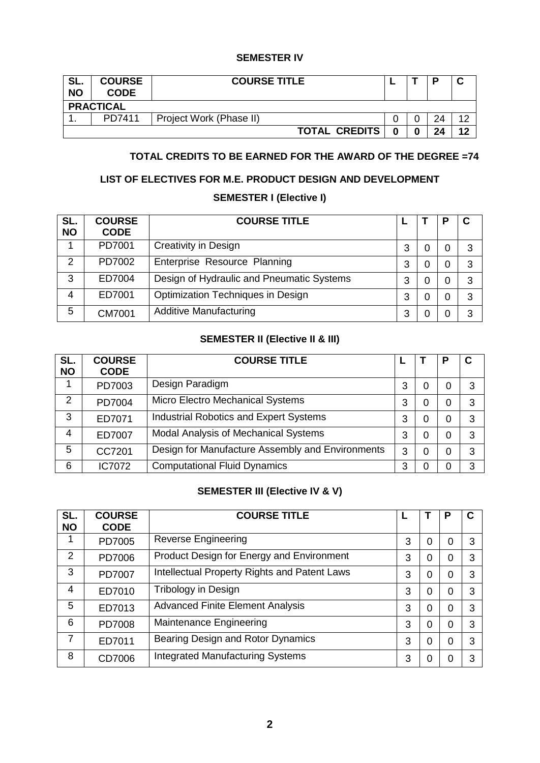## SEMESTER IV

| SL. NO | COURSE CODE | COURSE TITLE | L | T | P | C |
|---|---|---|---|---|---|---|
| **PRACTICAL** | | | | | | |
| 1. | PD7411 | Project Work (Phase II) | 0 | 0 | 24 | 12 |
| | | **TOTAL CREDITS** | **0** | **0** | **24** | **12** |

**TOTAL CREDITS TO BE EARNED FOR THE AWARD OF THE DEGREE =74**

## LIST OF ELECTIVES FOR M.E. PRODUCT DESIGN AND DEVELOPMENT

### SEMESTER I (Elective I)

| SL. NO | COURSE CODE | COURSE TITLE | L | T | P | C |
|---|---|---|---|---|---|---|
| 1 | PD7001 | Creativity in Design | 3 | 0 | 0 | 3 |
| 2 | PD7002 | Enterprise Resource Planning | 3 | 0 | 0 | 3 |
| 3 | ED7004 | Design of Hydraulic and Pneumatic Systems | 3 | 0 | 0 | 3 |
| 4 | ED7001 | Optimization Techniques in Design | 3 | 0 | 0 | 3 |
| 5 | CM7001 | Additive Manufacturing | 3 | 0 | 0 | 3 |

### SEMESTER II (Elective II & III)

| SL. NO | COURSE CODE | COURSE TITLE | L | T | P | C |
|---|---|---|---|---|---|---|
| 1 | PD7003 | Design Paradigm | 3 | 0 | 0 | 3 |
| 2 | PD7004 | Micro Electro Mechanical Systems | 3 | 0 | 0 | 3 |
| 3 | ED7071 | Industrial Robotics and Expert Systems | 3 | 0 | 0 | 3 |
| 4 | ED7007 | Modal Analysis of Mechanical Systems | 3 | 0 | 0 | 3 |
| 5 | CC7201 | Design for Manufacture Assembly and Environments | 3 | 0 | 0 | 3 |
| 6 | IC7072 | Computational Fluid Dynamics | 3 | 0 | 0 | 3 |

### SEMESTER III (Elective IV & V)

| SL. NO | COURSE CODE | COURSE TITLE | L | T | P | C |
|---|---|---|---|---|---|---|
| 1 | PD7005 | Reverse Engineering | 3 | 0 | 0 | 3 |
| 2 | PD7006 | Product Design for Energy and Environment | 3 | 0 | 0 | 3 |
| 3 | PD7007 | Intellectual Property Rights and Patent Laws | 3 | 0 | 0 | 3 |
| 4 | ED7010 | Tribology in Design | 3 | 0 | 0 | 3 |
| 5 | ED7013 | Advanced Finite Element Analysis | 3 | 0 | 0 | 3 |
| 6 | PD7008 | Maintenance Engineering | 3 | 0 | 0 | 3 |
| 7 | ED7011 | Bearing Design and Rotor Dynamics | 3 | 0 | 0 | 3 |
| 8 | CD7006 | Integrated Manufacturing Systems | 3 | 0 | 0 | 3 |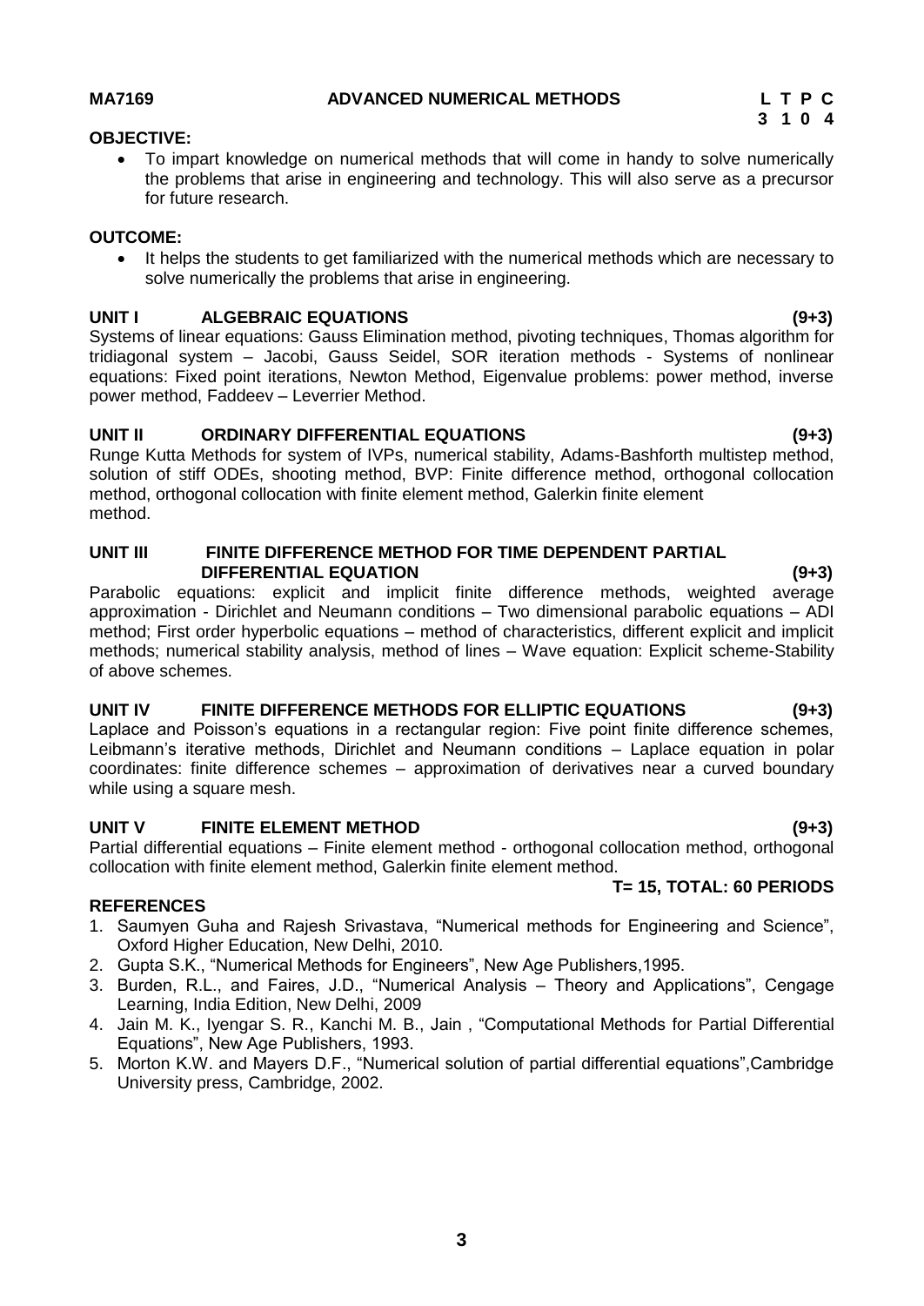**MA7169 ADVANCED NUMERICAL METHODS**

| L | T | P | C |
|---|---|---|---|
| 3 | 1 | 0 | 4 |

**OBJECTIVE:**

- To impart knowledge on numerical methods that will come in handy to solve numerically the problems that arise in engineering and technology. This will also serve as a precursor for future research.

**OUTCOME:**

- It helps the students to get familiarized with the numerical methods which are necessary to solve numerically the problems that arise in engineering.

**UNIT I ALGEBRAIC EQUATIONS (9+3)**

Systems of linear equations: Gauss Elimination method, pivoting techniques, Thomas algorithm for tridiagonal system – Jacobi, Gauss Seidel, SOR iteration methods - Systems of nonlinear equations: Fixed point iterations, Newton Method, Eigenvalue problems: power method, inverse power method, Faddeev – Leverrier Method.

**UNIT II ORDINARY DIFFERENTIAL EQUATIONS (9+3)**

Runge Kutta Methods for system of IVPs, numerical stability, Adams-Bashforth multistep method, solution of stiff ODEs, shooting method, BVP: Finite difference method, orthogonal collocation method, orthogonal collocation with finite element method, Galerkin finite element method.

**UNIT III FINITE DIFFERENCE METHOD FOR TIME DEPENDENT PARTIAL DIFFERENTIAL EQUATION (9+3)**

Parabolic equations: explicit and implicit finite difference methods, weighted average approximation - Dirichlet and Neumann conditions – Two dimensional parabolic equations – ADI method; First order hyperbolic equations – method of characteristics, different explicit and implicit methods; numerical stability analysis, method of lines – Wave equation: Explicit scheme-Stability of above schemes.

**UNIT IV FINITE DIFFERENCE METHODS FOR ELLIPTIC EQUATIONS (9+3)**

Laplace and Poisson's equations in a rectangular region: Five point finite difference schemes, Leibmann's iterative methods, Dirichlet and Neumann conditions – Laplace equation in polar coordinates: finite difference schemes – approximation of derivatives near a curved boundary while using a square mesh.

**UNIT V FINITE ELEMENT METHOD (9+3)**

Partial differential equations – Finite element method - orthogonal collocation method, orthogonal collocation with finite element method, Galerkin finite element method.

**T= 15, TOTAL: 60 PERIODS**

**REFERENCES**

1. Saumyen Guha and Rajesh Srivastava, "Numerical methods for Engineering and Science", Oxford Higher Education, New Delhi, 2010.
2. Gupta S.K., "Numerical Methods for Engineers", New Age Publishers,1995.
3. Burden, R.L., and Faires, J.D., "Numerical Analysis – Theory and Applications", Cengage Learning, India Edition, New Delhi, 2009
4. Jain M. K., Iyengar S. R., Kanchi M. B., Jain , "Computational Methods for Partial Differential Equations", New Age Publishers, 1993.
5. Morton K.W. and Mayers D.F., "Numerical solution of partial differential equations",Cambridge University press, Cambridge, 2002.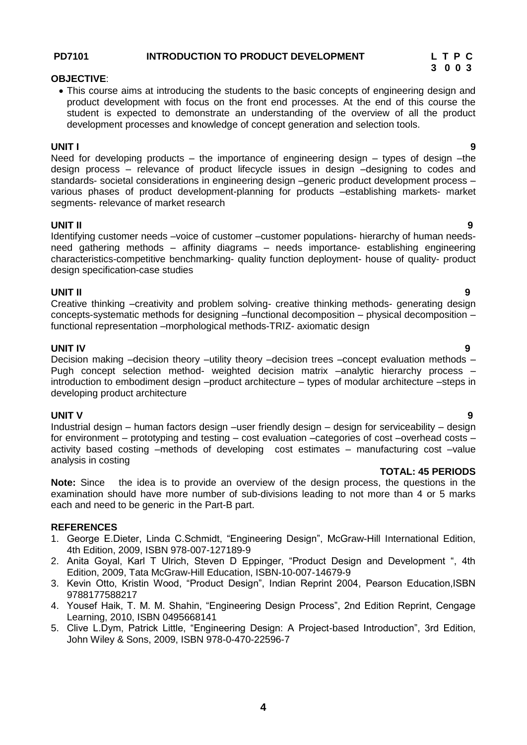**PD7101 INTRODUCTION TO PRODUCT DEVELOPMENT**

| L | T | P | C |
|---|---|---|---|
| 3 | 0 | 0 | 3 |

**OBJECTIVE**:

- This course aims at introducing the students to the basic concepts of engineering design and product development with focus on the front end processes. At the end of this course the student is expected to demonstrate an understanding of the overview of all the product development processes and knowledge of concept generation and selection tools.

**UNIT I** **9**

Need for developing products – the importance of engineering design – types of design –the design process – relevance of product lifecycle issues in design –designing to codes and standards- societal considerations in engineering design –generic product development process – various phases of product development-planning for products –establishing markets- market segments- relevance of market research

**UNIT II** **9**

Identifying customer needs –voice of customer –customer populations- hierarchy of human needs- need gathering methods – affinity diagrams – needs importance- establishing engineering characteristics-competitive benchmarking- quality function deployment- house of quality- product design specification-case studies

**UNIT II** **9**

Creative thinking –creativity and problem solving- creative thinking methods- generating design concepts-systematic methods for designing –functional decomposition – physical decomposition – functional representation –morphological methods-TRIZ- axiomatic design

**UNIT IV** **9**

Decision making –decision theory –utility theory –decision trees –concept evaluation methods – Pugh concept selection method- weighted decision matrix –analytic hierarchy process – introduction to embodiment design –product architecture – types of modular architecture –steps in developing product architecture

**UNIT V** **9**

Industrial design – human factors design –user friendly design – design for serviceability – design for environment – prototyping and testing – cost evaluation –categories of cost –overhead costs – activity based costing –methods of developing cost estimates – manufacturing cost –value analysis in costing

**TOTAL: 45 PERIODS**

**Note:** Since the idea is to provide an overview of the design process, the questions in the examination should have more number of sub-divisions leading to not more than 4 or 5 marks each and need to be generic in the Part-B part.

**REFERENCES**

1. George E.Dieter, Linda C.Schmidt, "Engineering Design", McGraw-Hill International Edition, 4th Edition, 2009, ISBN 978-007-127189-9
2. Anita Goyal, Karl T Ulrich, Steven D Eppinger, "Product Design and Development ", 4th Edition, 2009, Tata McGraw-Hill Education, ISBN-10-007-14679-9
3. Kevin Otto, Kristin Wood, "Product Design", Indian Reprint 2004, Pearson Education,ISBN 9788177588217
4. Yousef Haik, T. M. M. Shahin, "Engineering Design Process", 2nd Edition Reprint, Cengage Learning, 2010, ISBN 0495668141
5. Clive L.Dym, Patrick Little, "Engineering Design: A Project-based Introduction", 3rd Edition, John Wiley & Sons, 2009, ISBN 978-0-470-22596-7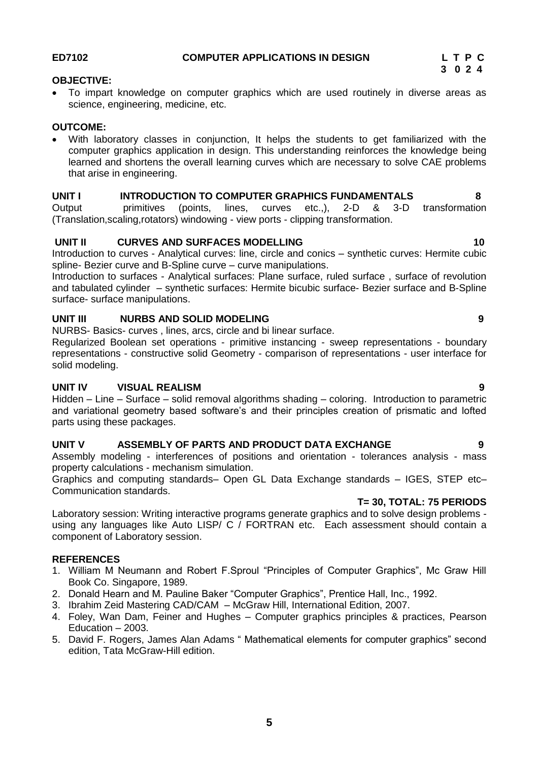**ED7102 COMPUTER APPLICATIONS IN DESIGN**

| L | T | P | C |
|---|---|---|---|
| 3 | 0 | 2 | 4 |

**OBJECTIVE:**

- To impart knowledge on computer graphics which are used routinely in diverse areas as science, engineering, medicine, etc.

**OUTCOME:**

- With laboratory classes in conjunction, It helps the students to get familiarized with the computer graphics application in design. This understanding reinforces the knowledge being learned and shortens the overall learning curves which are necessary to solve CAE problems that arise in engineering.

**UNIT I INTRODUCTION TO COMPUTER GRAPHICS FUNDAMENTALS 8**

Output primitives (points, lines, curves etc.,), 2-D & 3-D transformation (Translation,scaling,rotators) windowing - view ports - clipping transformation.

**UNIT II CURVES AND SURFACES MODELLING 10**

Introduction to curves - Analytical curves: line, circle and conics – synthetic curves: Hermite cubic spline- Bezier curve and B-Spline curve – curve manipulations.

Introduction to surfaces - Analytical surfaces: Plane surface, ruled surface , surface of revolution and tabulated cylinder – synthetic surfaces: Hermite bicubic surface- Bezier surface and B-Spline surface- surface manipulations.

**UNIT III NURBS AND SOLID MODELING 9**

NURBS- Basics- curves , lines, arcs, circle and bi linear surface.

Regularized Boolean set operations - primitive instancing - sweep representations - boundary representations - constructive solid Geometry - comparison of representations - user interface for solid modeling.

**UNIT IV VISUAL REALISM 9**

Hidden – Line – Surface – solid removal algorithms shading – coloring. Introduction to parametric and variational geometry based software's and their principles creation of prismatic and lofted parts using these packages.

**UNIT V ASSEMBLY OF PARTS AND PRODUCT DATA EXCHANGE 9**

Assembly modeling - interferences of positions and orientation - tolerances analysis - mass property calculations - mechanism simulation.

Graphics and computing standards– Open GL Data Exchange standards – IGES, STEP etc– Communication standards.

**T= 30, TOTAL: 75 PERIODS**

Laboratory session: Writing interactive programs generate graphics and to solve design problems - using any languages like Auto LISP/ C / FORTRAN etc. Each assessment should contain a component of Laboratory session.

**REFERENCES**

1. William M Neumann and Robert F.Sproul "Principles of Computer Graphics", Mc Graw Hill Book Co. Singapore, 1989.
2. Donald Hearn and M. Pauline Baker "Computer Graphics", Prentice Hall, Inc., 1992.
3. Ibrahim Zeid Mastering CAD/CAM – McGraw Hill, International Edition, 2007.
4. Foley, Wan Dam, Feiner and Hughes – Computer graphics principles & practices, Pearson Education – 2003.
5. David F. Rogers, James Alan Adams " Mathematical elements for computer graphics" second edition, Tata McGraw-Hill edition.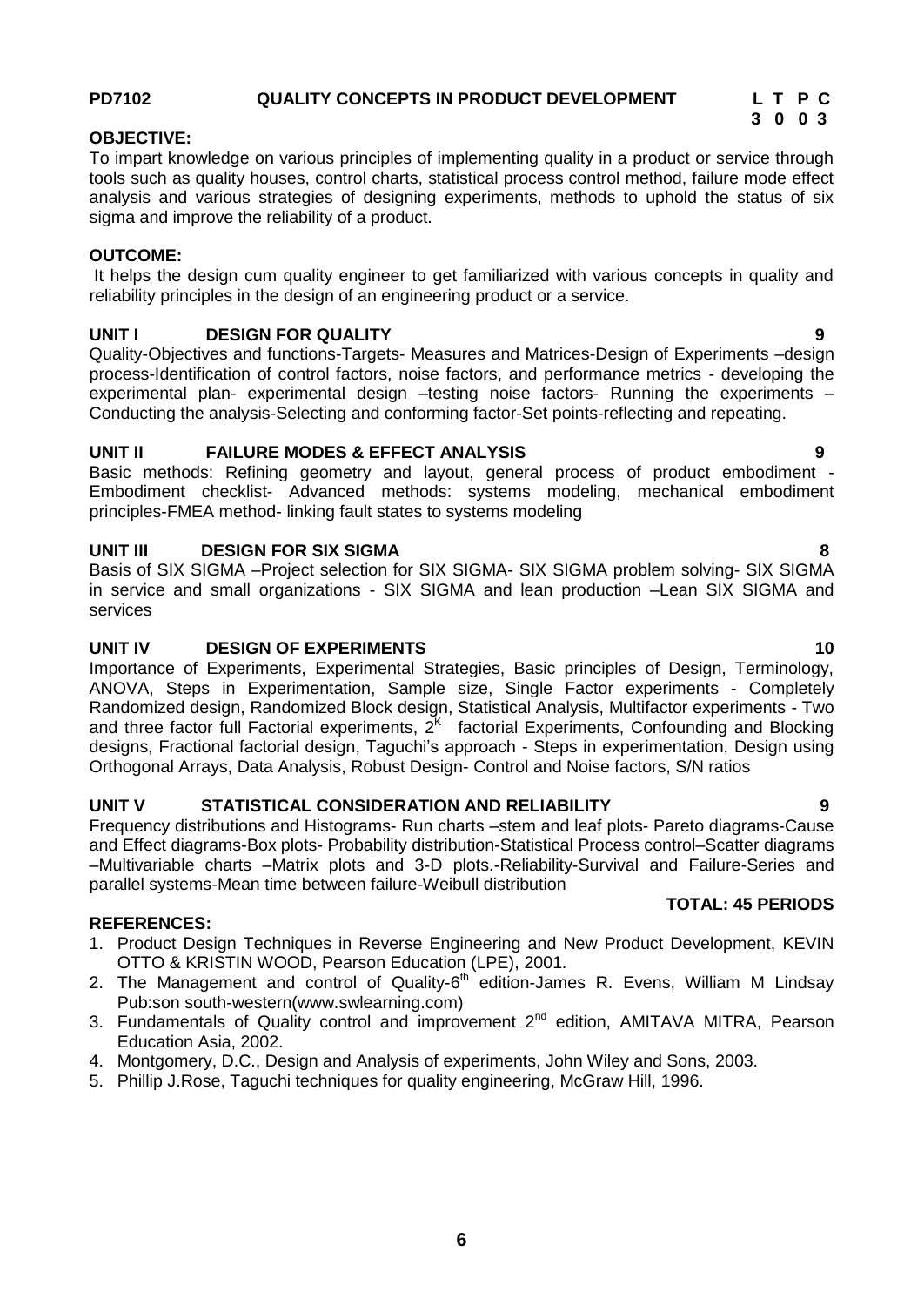**PD7102 QUALITY CONCEPTS IN PRODUCT DEVELOPMENT**

| L | T | P | C |
|---|---|---|---|
| 3 | 0 | 0 | 3 |

**OBJECTIVE:**

To impart knowledge on various principles of implementing quality in a product or service through tools such as quality houses, control charts, statistical process control method, failure mode effect analysis and various strategies of designing experiments, methods to uphold the status of six sigma and improve the reliability of a product.

**OUTCOME:**

It helps the design cum quality engineer to get familiarized with various concepts in quality and reliability principles in the design of an engineering product or a service.

**UNIT I DESIGN FOR QUALITY 9**

Quality-Objectives and functions-Targets- Measures and Matrices-Design of Experiments –design process-Identification of control factors, noise factors, and performance metrics - developing the experimental plan- experimental design –testing noise factors- Running the experiments –Conducting the analysis-Selecting and conforming factor-Set points-reflecting and repeating.

**UNIT II FAILURE MODES & EFFECT ANALYSIS 9**

Basic methods: Refining geometry and layout, general process of product embodiment - Embodiment checklist- Advanced methods: systems modeling, mechanical embodiment principles-FMEA method- linking fault states to systems modeling

**UNIT III DESIGN FOR SIX SIGMA 8**

Basis of SIX SIGMA –Project selection for SIX SIGMA- SIX SIGMA problem solving- SIX SIGMA in service and small organizations - SIX SIGMA and lean production –Lean SIX SIGMA and services

**UNIT IV DESIGN OF EXPERIMENTS 10**

Importance of Experiments, Experimental Strategies, Basic principles of Design, Terminology, ANOVA, Steps in Experimentation, Sample size, Single Factor experiments - Completely Randomized design, Randomized Block design, Statistical Analysis, Multifactor experiments - Two and three factor full Factorial experiments, $2^K$ factorial Experiments, Confounding and Blocking designs, Fractional factorial design, Taguchi's approach - Steps in experimentation, Design using Orthogonal Arrays, Data Analysis, Robust Design- Control and Noise factors, S/N ratios

**UNIT V STATISTICAL CONSIDERATION AND RELIABILITY 9**

Frequency distributions and Histograms- Run charts –stem and leaf plots- Pareto diagrams-Cause and Effect diagrams-Box plots- Probability distribution-Statistical Process control–Scatter diagrams –Multivariable charts –Matrix plots and 3-D plots.-Reliability-Survival and Failure-Series and parallel systems-Mean time between failure-Weibull distribution

**TOTAL: 45 PERIODS**

**REFERENCES:**

1. Product Design Techniques in Reverse Engineering and New Product Development, KEVIN OTTO & KRISTIN WOOD, Pearson Education (LPE), 2001.
2. The Management and control of Quality-6th edition-James R. Evens, William M Lindsay Pub:son south-western(www.swlearning.com)
3. Fundamentals of Quality control and improvement 2nd edition, AMITAVA MITRA, Pearson Education Asia, 2002.
4. Montgomery, D.C., Design and Analysis of experiments, John Wiley and Sons, 2003.
5. Phillip J.Rose, Taguchi techniques for quality engineering, McGraw Hill, 1996.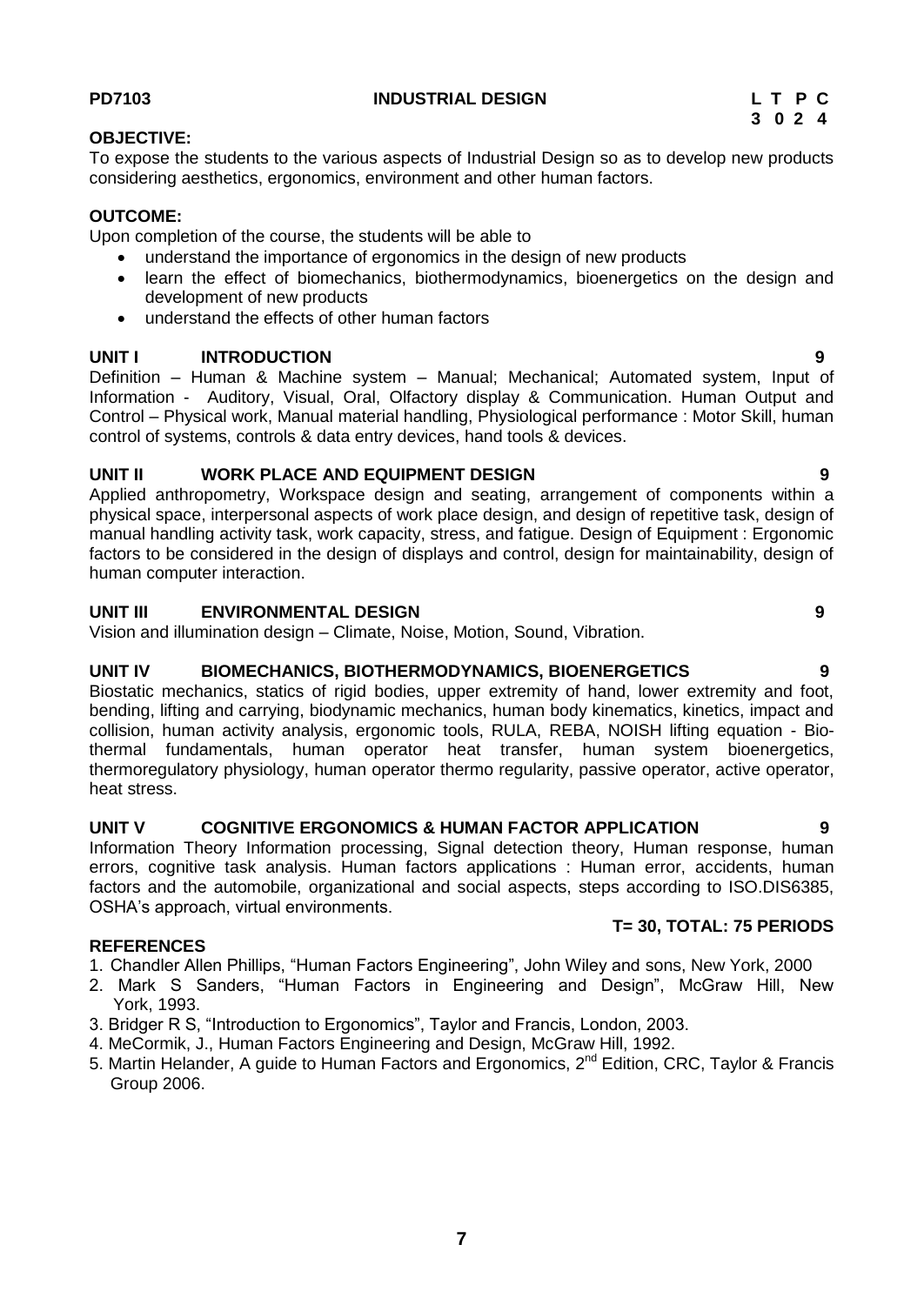**PD7103 INDUSTRIAL DESIGN**

| L | T | P | C |
|---|---|---|---|
| 3 | 0 | 2 | 4 |

**OBJECTIVE:**

To expose the students to the various aspects of Industrial Design so as to develop new products considering aesthetics, ergonomics, environment and other human factors.

**OUTCOME:**

Upon completion of the course, the students will be able to

- understand the importance of ergonomics in the design of new products
- learn the effect of biomechanics, biothermodynamics, bioenergetics on the design and development of new products
- understand the effects of other human factors

**UNIT I INTRODUCTION 9**

Definition – Human & Machine system – Manual; Mechanical; Automated system, Input of Information - Auditory, Visual, Oral, Olfactory display & Communication. Human Output and Control – Physical work, Manual material handling, Physiological performance : Motor Skill, human control of systems, controls & data entry devices, hand tools & devices.

**UNIT II WORK PLACE AND EQUIPMENT DESIGN 9**

Applied anthropometry, Workspace design and seating, arrangement of components within a physical space, interpersonal aspects of work place design, and design of repetitive task, design of manual handling activity task, work capacity, stress, and fatigue. Design of Equipment : Ergonomic factors to be considered in the design of displays and control, design for maintainability, design of human computer interaction.

**UNIT III ENVIRONMENTAL DESIGN 9**

Vision and illumination design – Climate, Noise, Motion, Sound, Vibration.

**UNIT IV BIOMECHANICS, BIOTHERMODYNAMICS, BIOENERGETICS 9**

Biostatic mechanics, statics of rigid bodies, upper extremity of hand, lower extremity and foot, bending, lifting and carrying, biodynamic mechanics, human body kinematics, kinetics, impact and collision, human activity analysis, ergonomic tools, RULA, REBA, NOISH lifting equation - Bio-thermal fundamentals, human operator heat transfer, human system bioenergetics, thermoregulatory physiology, human operator thermo regularity, passive operator, active operator, heat stress.

**UNIT V COGNITIVE ERGONOMICS & HUMAN FACTOR APPLICATION 9**

Information Theory Information processing, Signal detection theory, Human response, human errors, cognitive task analysis. Human factors applications : Human error, accidents, human factors and the automobile, organizational and social aspects, steps according to ISO.DIS6385, OSHA's approach, virtual environments.

**T= 30, TOTAL: 75 PERIODS**

**REFERENCES**

1. Chandler Allen Phillips, "Human Factors Engineering", John Wiley and sons, New York, 2000
2. Mark S Sanders, "Human Factors in Engineering and Design", McGraw Hill, New York, 1993.
3. Bridger R S, "Introduction to Ergonomics", Taylor and Francis, London, 2003.
4. MeCormik, J., Human Factors Engineering and Design, McGraw Hill, 1992.
5. Martin Helander, A guide to Human Factors and Ergonomics, 2nd Edition, CRC, Taylor & Francis Group 2006.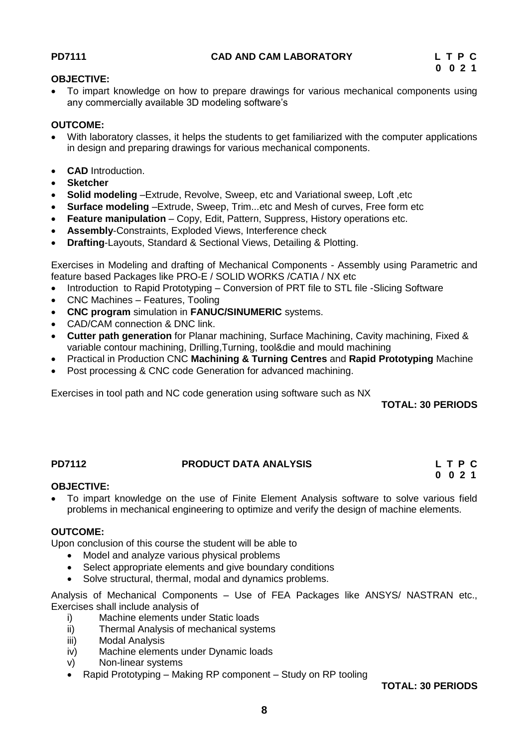## PD7111 CAD AND CAM LABORATORY

| L | T | P | C |
|---|---|---|---|
| 0 | 0 | 2 | 1 |

**OBJECTIVE:**

- To impart knowledge on how to prepare drawings for various mechanical components using any commercially available 3D modeling software's

**OUTCOME:**

- With laboratory classes, it helps the students to get familiarized with the computer applications in design and preparing drawings for various mechanical components.

- **CAD** Introduction.
- **Sketcher**
- **Solid modeling** –Extrude, Revolve, Sweep, etc and Variational sweep, Loft ,etc
- **Surface modeling** –Extrude, Sweep, Trim...etc and Mesh of curves, Free form etc
- **Feature manipulation** – Copy, Edit, Pattern, Suppress, History operations etc.
- **Assembly**-Constraints, Exploded Views, Interference check
- **Drafting**-Layouts, Standard & Sectional Views, Detailing & Plotting.

Exercises in Modeling and drafting of Mechanical Components - Assembly using Parametric and feature based Packages like PRO-E / SOLID WORKS /CATIA / NX etc

- Introduction to Rapid Prototyping – Conversion of PRT file to STL file -Slicing Software
- CNC Machines – Features, Tooling
- **CNC program** simulation in **FANUC/SINUMERIC** systems.
- CAD/CAM connection & DNC link.
- **Cutter path generation** for Planar machining, Surface Machining, Cavity machining, Fixed & variable contour machining, Drilling,Turning, tool&die and mould machining
- Practical in Production CNC **Machining & Turning Centres** and **Rapid Prototyping** Machine
- Post processing & CNC code Generation for advanced machining.

Exercises in tool path and NC code generation using software such as NX

**TOTAL: 30 PERIODS**

## PD7112 PRODUCT DATA ANALYSIS

| L | T | P | C |
|---|---|---|---|
| 0 | 0 | 2 | 1 |

**OBJECTIVE:**

- To impart knowledge on the use of Finite Element Analysis software to solve various field problems in mechanical engineering to optimize and verify the design of machine elements.

**OUTCOME:**

Upon conclusion of this course the student will be able to

- Model and analyze various physical problems
- Select appropriate elements and give boundary conditions
- Solve structural, thermal, modal and dynamics problems.

Analysis of Mechanical Components – Use of FEA Packages like ANSYS/ NASTRAN etc., Exercises shall include analysis of

i) Machine elements under Static loads
ii) Thermal Analysis of mechanical systems
iii) Modal Analysis
iv) Machine elements under Dynamic loads
v) Non-linear systems

- Rapid Prototyping – Making RP component – Study on RP tooling

**TOTAL: 30 PERIODS**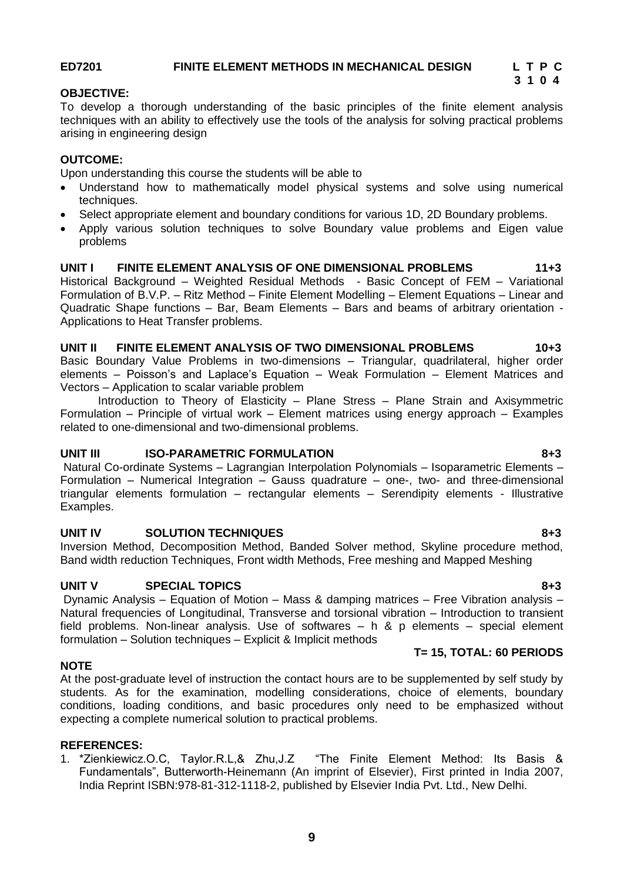**ED7201 FINITE ELEMENT METHODS IN MECHANICAL DESIGN**

| L | T | P | C |
|---|---|---|---|
| 3 | 1 | 0 | 4 |

**OBJECTIVE:**

To develop a thorough understanding of the basic principles of the finite element analysis techniques with an ability to effectively use the tools of the analysis for solving practical problems arising in engineering design

**OUTCOME:**

Upon understanding this course the students will be able to

- Understand how to mathematically model physical systems and solve using numerical techniques.
- Select appropriate element and boundary conditions for various 1D, 2D Boundary problems.
- Apply various solution techniques to solve Boundary value problems and Eigen value problems

**UNIT I FINITE ELEMENT ANALYSIS OF ONE DIMENSIONAL PROBLEMS 11+3**

Historical Background – Weighted Residual Methods - Basic Concept of FEM – Variational Formulation of B.V.P. – Ritz Method – Finite Element Modelling – Element Equations – Linear and Quadratic Shape functions – Bar, Beam Elements – Bars and beams of arbitrary orientation - Applications to Heat Transfer problems.

**UNIT II FINITE ELEMENT ANALYSIS OF TWO DIMENSIONAL PROBLEMS 10+3**

Basic Boundary Value Problems in two-dimensions – Triangular, quadrilateral, higher order elements – Poisson's and Laplace's Equation – Weak Formulation – Element Matrices and Vectors – Application to scalar variable problem

Introduction to Theory of Elasticity – Plane Stress – Plane Strain and Axisymmetric Formulation – Principle of virtual work – Element matrices using energy approach – Examples related to one-dimensional and two-dimensional problems.

**UNIT III ISO-PARAMETRIC FORMULATION 8+3**

Natural Co-ordinate Systems – Lagrangian Interpolation Polynomials – Isoparametric Elements – Formulation – Numerical Integration – Gauss quadrature – one-, two- and three-dimensional triangular elements formulation – rectangular elements – Serendipity elements - Illustrative Examples.

**UNIT IV SOLUTION TECHNIQUES 8+3**

Inversion Method, Decomposition Method, Banded Solver method, Skyline procedure method, Band width reduction Techniques, Front width Methods, Free meshing and Mapped Meshing

**UNIT V SPECIAL TOPICS 8+3**

Dynamic Analysis – Equation of Motion – Mass & damping matrices – Free Vibration analysis – Natural frequencies of Longitudinal, Transverse and torsional vibration – Introduction to transient field problems. Non-linear analysis. Use of softwares – h & p elements – special element formulation – Solution techniques – Explicit & Implicit methods

**T= 15, TOTAL: 60 PERIODS**

**NOTE**

At the post-graduate level of instruction the contact hours are to be supplemented by self study by students. As for the examination, modelling considerations, choice of elements, boundary conditions, loading conditions, and basic procedures only need to be emphasized without expecting a complete numerical solution to practical problems.

**REFERENCES:**

1. *Zienkiewicz.O.C, Taylor.R.L,& Zhu,J.Z "The Finite Element Method: Its Basis & Fundamentals", Butterworth-Heinemann (An imprint of Elsevier), First printed in India 2007, India Reprint ISBN:978-81-312-1118-2, published by Elsevier India Pvt. Ltd., New Delhi.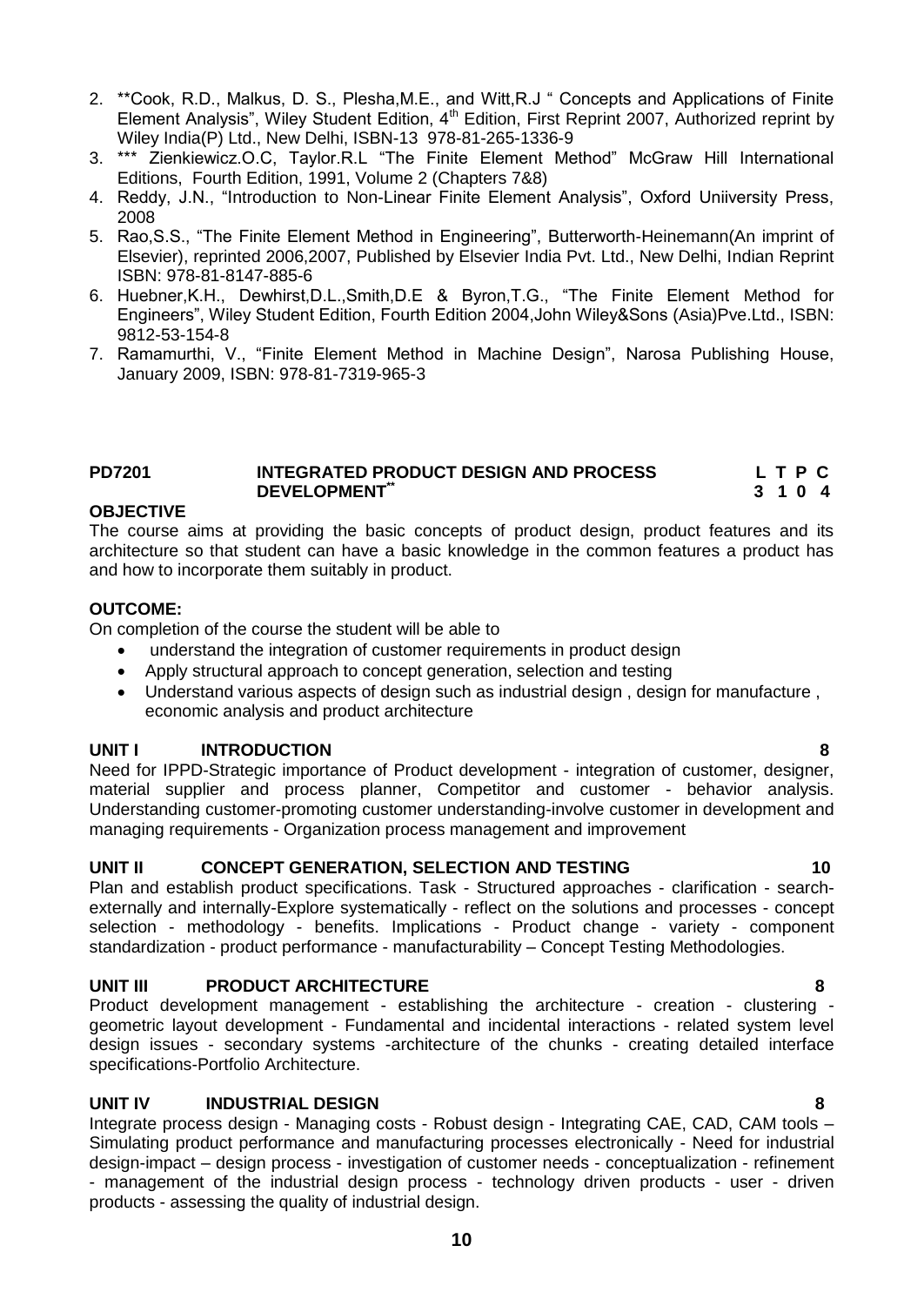2. **Cook, R.D., Malkus, D. S., Plesha,M.E., and Witt,R.J " Concepts and Applications of Finite Element Analysis", Wiley Student Edition, 4th Edition, First Reprint 2007, Authorized reprint by Wiley India(P) Ltd., New Delhi, ISBN-13 978-81-265-1336-9
3. *** Zienkiewicz.O.C, Taylor.R.L "The Finite Element Method" McGraw Hill International Editions, Fourth Edition, 1991, Volume 2 (Chapters 7&8)
4. Reddy, J.N., "Introduction to Non-Linear Finite Element Analysis", Oxford Uniiversity Press, 2008
5. Rao,S.S., "The Finite Element Method in Engineering", Butterworth-Heinemann(An imprint of Elsevier), reprinted 2006,2007, Published by Elsevier India Pvt. Ltd., New Delhi, Indian Reprint ISBN: 978-81-8147-885-6
6. Huebner,K.H., Dewhirst,D.L.,Smith,D.E & Byron,T.G., "The Finite Element Method for Engineers", Wiley Student Edition, Fourth Edition 2004,John Wiley&Sons (Asia)Pve.Ltd., ISBN: 9812-53-154-8
7. Ramamurthi, V., "Finite Element Method in Machine Design", Narosa Publishing House, January 2009, ISBN: 978-81-7319-965-3

## PD7201 INTEGRATED PRODUCT DESIGN AND PROCESS DEVELOPMENT** — L T P C: 3 1 0 4

**OBJECTIVE**

The course aims at providing the basic concepts of product design, product features and its architecture so that student can have a basic knowledge in the common features a product has and how to incorporate them suitably in product.

**OUTCOME:**

On completion of the course the student will be able to

- understand the integration of customer requirements in product design
- Apply structural approach to concept generation, selection and testing
- Understand various aspects of design such as industrial design , design for manufacture , economic analysis and product architecture

**UNIT I INTRODUCTION — 8**

Need for IPPD-Strategic importance of Product development - integration of customer, designer, material supplier and process planner, Competitor and customer - behavior analysis. Understanding customer-promoting customer understanding-involve customer in development and managing requirements - Organization process management and improvement

**UNIT II CONCEPT GENERATION, SELECTION AND TESTING — 10**

Plan and establish product specifications. Task - Structured approaches - clarification - search-externally and internally-Explore systematically - reflect on the solutions and processes - concept selection - methodology - benefits. Implications - Product change - variety - component standardization - product performance - manufacturability – Concept Testing Methodologies.

**UNIT III PRODUCT ARCHITECTURE — 8**

Product development management - establishing the architecture - creation - clustering - geometric layout development - Fundamental and incidental interactions - related system level design issues - secondary systems -architecture of the chunks - creating detailed interface specifications-Portfolio Architecture.

**UNIT IV INDUSTRIAL DESIGN — 8**

Integrate process design - Managing costs - Robust design - Integrating CAE, CAD, CAM tools – Simulating product performance and manufacturing processes electronically - Need for industrial design-impact – design process - investigation of customer needs - conceptualization - refinement - management of the industrial design process - technology driven products - user - driven products - assessing the quality of industrial design.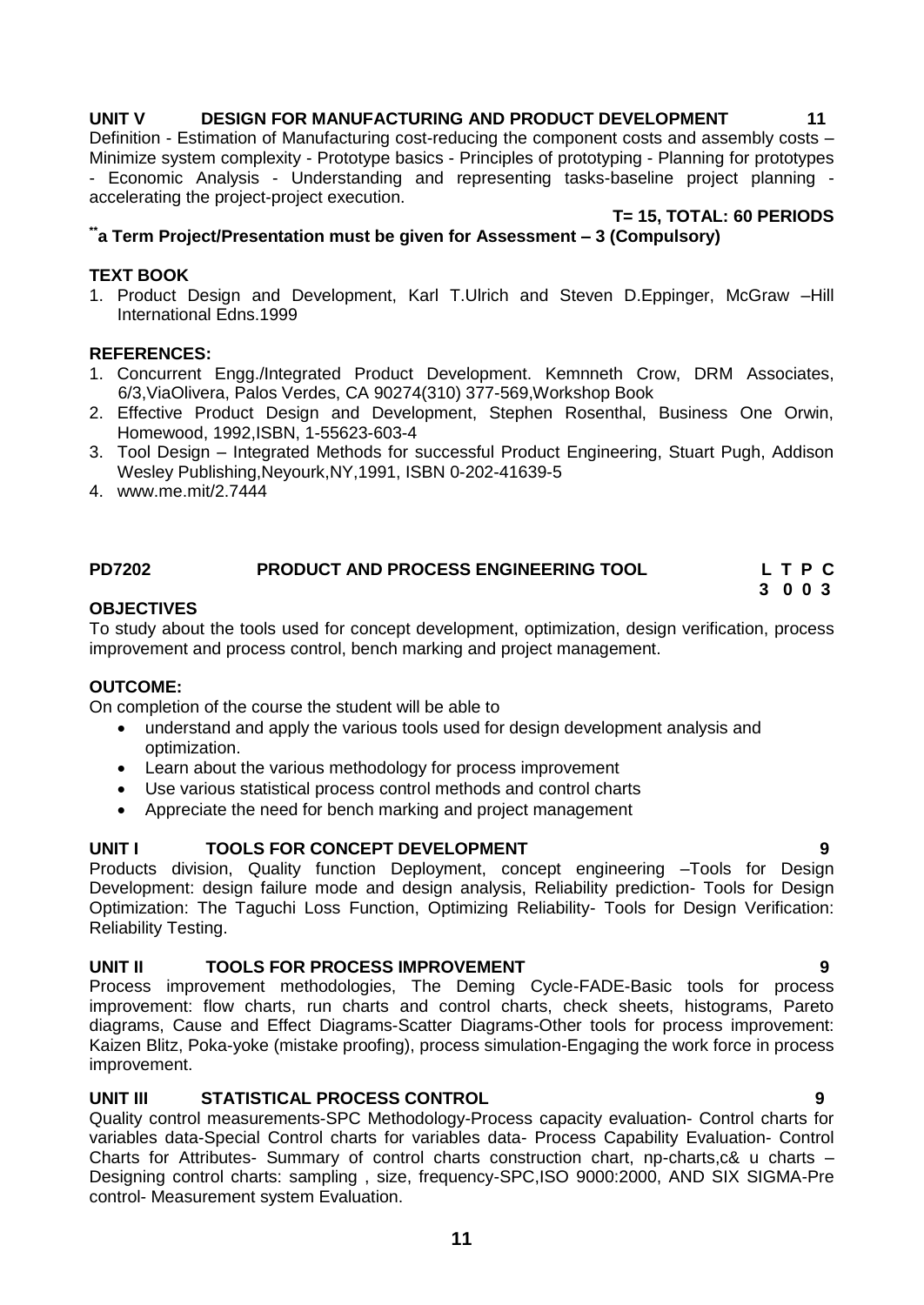**UNIT V DESIGN FOR MANUFACTURING AND PRODUCT DEVELOPMENT 11**

Definition - Estimation of Manufacturing cost-reducing the component costs and assembly costs – Minimize system complexity - Prototype basics - Principles of prototyping - Planning for prototypes - Economic Analysis - Understanding and representing tasks-baseline project planning - accelerating the project-project execution.

**T= 15, TOTAL: 60 PERIODS**

**\*\*a Term Project/Presentation must be given for Assessment – 3 (Compulsory)**

**TEXT BOOK**

1. Product Design and Development, Karl T.Ulrich and Steven D.Eppinger, McGraw –Hill International Edns.1999

**REFERENCES:**

1. Concurrent Engg./Integrated Product Development. Kemnneth Crow, DRM Associates, 6/3,ViaOlivera, Palos Verdes, CA 90274(310) 377-569,Workshop Book
2. Effective Product Design and Development, Stephen Rosenthal, Business One Orwin, Homewood, 1992,ISBN, 1-55623-603-4
3. Tool Design – Integrated Methods for successful Product Engineering, Stuart Pugh, Addison Wesley Publishing,Neyourk,NY,1991, ISBN 0-202-41639-5
4. www.me.mit/2.7444

**PD7202 PRODUCT AND PROCESS ENGINEERING TOOL**

| L | T | P | C |
|---|---|---|---|
| 3 | 0 | 0 | 3 |

**OBJECTIVES**

To study about the tools used for concept development, optimization, design verification, process improvement and process control, bench marking and project management.

**OUTCOME:**

On completion of the course the student will be able to

- understand and apply the various tools used for design development analysis and optimization.
- Learn about the various methodology for process improvement
- Use various statistical process control methods and control charts
- Appreciate the need for bench marking and project management

**UNIT I TOOLS FOR CONCEPT DEVELOPMENT 9**

Products division, Quality function Deployment, concept engineering –Tools for Design Development: design failure mode and design analysis, Reliability prediction- Tools for Design Optimization: The Taguchi Loss Function, Optimizing Reliability- Tools for Design Verification: Reliability Testing.

**UNIT II TOOLS FOR PROCESS IMPROVEMENT 9**

Process improvement methodologies, The Deming Cycle-FADE-Basic tools for process improvement: flow charts, run charts and control charts, check sheets, histograms, Pareto diagrams, Cause and Effect Diagrams-Scatter Diagrams-Other tools for process improvement: Kaizen Blitz, Poka-yoke (mistake proofing), process simulation-Engaging the work force in process improvement.

**UNIT III STATISTICAL PROCESS CONTROL 9**

Quality control measurements-SPC Methodology-Process capacity evaluation- Control charts for variables data-Special Control charts for variables data- Process Capability Evaluation- Control Charts for Attributes- Summary of control charts construction chart, np-charts,c& u charts – Designing control charts: sampling , size, frequency-SPC,ISO 9000:2000, AND SIX SIGMA-Pre control- Measurement system Evaluation.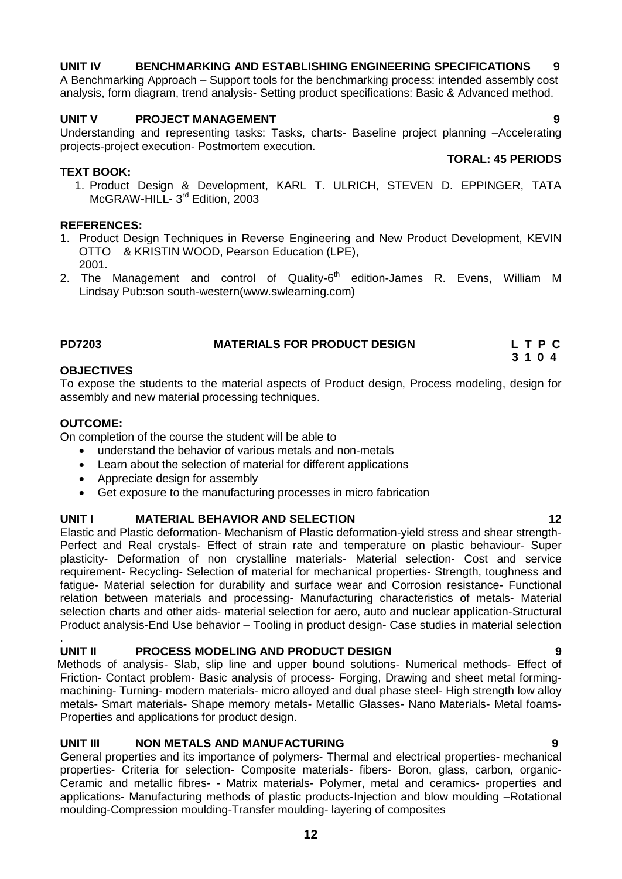**UNIT IV BENCHMARKING AND ESTABLISHING ENGINEERING SPECIFICATIONS 9**

A Benchmarking Approach – Support tools for the benchmarking process: intended assembly cost analysis, form diagram, trend analysis- Setting product specifications: Basic & Advanced method.

**UNIT V PROJECT MANAGEMENT 9**

Understanding and representing tasks: Tasks, charts- Baseline project planning –Accelerating projects-project execution- Postmortem execution.

**TORAL: 45 PERIODS**

**TEXT BOOK:**

1. Product Design & Development, KARL T. ULRICH, STEVEN D. EPPINGER, TATA McGRAW-HILL- 3rd Edition, 2003

**REFERENCES:**

1. Product Design Techniques in Reverse Engineering and New Product Development, KEVIN OTTO & KRISTIN WOOD, Pearson Education (LPE), 2001.
2. The Management and control of Quality-6th edition-James R. Evens, William M Lindsay Pub:son south-western(www.swlearning.com)

**PD7203 MATERIALS FOR PRODUCT DESIGN**

| L | T | P | C |
|---|---|---|---|
| 3 | 1 | 0 | 4 |

**OBJECTIVES**

To expose the students to the material aspects of Product design, Process modeling, design for assembly and new material processing techniques.

**OUTCOME:**

On completion of the course the student will be able to

- understand the behavior of various metals and non-metals
- Learn about the selection of material for different applications
- Appreciate design for assembly
- Get exposure to the manufacturing processes in micro fabrication

**UNIT I MATERIAL BEHAVIOR AND SELECTION 12**

Elastic and Plastic deformation- Mechanism of Plastic deformation-yield stress and shear strength- Perfect and Real crystals- Effect of strain rate and temperature on plastic behaviour- Super plasticity- Deformation of non crystalline materials- Material selection- Cost and service requirement- Recycling- Selection of material for mechanical properties- Strength, toughness and fatigue- Material selection for durability and surface wear and Corrosion resistance- Functional relation between materials and processing- Manufacturing characteristics of metals- Material selection charts and other aids- material selection for aero, auto and nuclear application-Structural Product analysis-End Use behavior – Tooling in product design- Case studies in material selection

.

**UNIT II PROCESS MODELING AND PRODUCT DESIGN 9**

Methods of analysis- Slab, slip line and upper bound solutions- Numerical methods- Effect of Friction- Contact problem- Basic analysis of process- Forging, Drawing and sheet metal forming-machining- Turning- modern materials- micro alloyed and dual phase steel- High strength low alloy metals- Smart materials- Shape memory metals- Metallic Glasses- Nano Materials- Metal foams- Properties and applications for product design.

**UNIT III NON METALS AND MANUFACTURING 9**

General properties and its importance of polymers- Thermal and electrical properties- mechanical properties- Criteria for selection- Composite materials- fibers- Boron, glass, carbon, organic- Ceramic and metallic fibres- - Matrix materials- Polymer, metal and ceramics- properties and applications- Manufacturing methods of plastic products-Injection and blow moulding –Rotational moulding-Compression moulding-Transfer moulding- layering of composites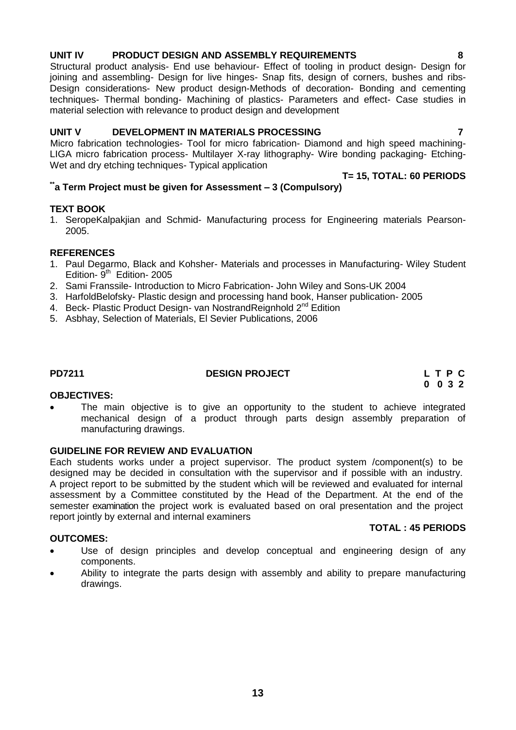**UNIT IV PRODUCT DESIGN AND ASSEMBLY REQUIREMENTS 8**

Structural product analysis- End use behaviour- Effect of tooling in product design- Design for joining and assembling- Design for live hinges- Snap fits, design of corners, bushes and ribs- Design considerations- New product design-Methods of decoration- Bonding and cementing techniques- Thermal bonding- Machining of plastics- Parameters and effect- Case studies in material selection with relevance to product design and development

**UNIT V DEVELOPMENT IN MATERIALS PROCESSING 7**

Micro fabrication technologies- Tool for micro fabrication- Diamond and high speed machining- LIGA micro fabrication process- Multilayer X-ray lithography- Wire bonding packaging- Etching- Wet and dry etching techniques- Typical application

**T= 15, TOTAL: 60 PERIODS**

**[**]a Term Project must be given for Assessment – 3 (Compulsory)**

**TEXT BOOK**

1. SeropeKalpakjian and Schmid- Manufacturing process for Engineering materials Pearson- 2005.

**REFERENCES**

1. Paul Degarmo, Black and Kohsher- Materials and processes in Manufacturing- Wiley Student Edition- 9th Edition- 2005
2. Sami Franssile- Introduction to Micro Fabrication- John Wiley and Sons-UK 2004
3. HarfoldBelofsky- Plastic design and processing hand book, Hanser publication- 2005
4. Beck- Plastic Product Design- van NostrandReignhold 2nd Edition
5. Asbhay, Selection of Materials, El Sevier Publications, 2006

**PD7211 DESIGN PROJECT**

| L | T | P | C |
|---|---|---|---|
| 0 | 0 | 3 | 2 |

**OBJECTIVES:**

- The main objective is to give an opportunity to the student to achieve integrated mechanical design of a product through parts design assembly preparation of manufacturing drawings.

**GUIDELINE FOR REVIEW AND EVALUATION**

Each students works under a project supervisor. The product system /component(s) to be designed may be decided in consultation with the supervisor and if possible with an industry. A project report to be submitted by the student which will be reviewed and evaluated for internal assessment by a Committee constituted by the Head of the Department. At the end of the semester examination the project work is evaluated based on oral presentation and the project report jointly by external and internal examiners

**TOTAL : 45 PERIODS**

**OUTCOMES:**

- Use of design principles and develop conceptual and engineering design of any components.
- Ability to integrate the parts design with assembly and ability to prepare manufacturing drawings.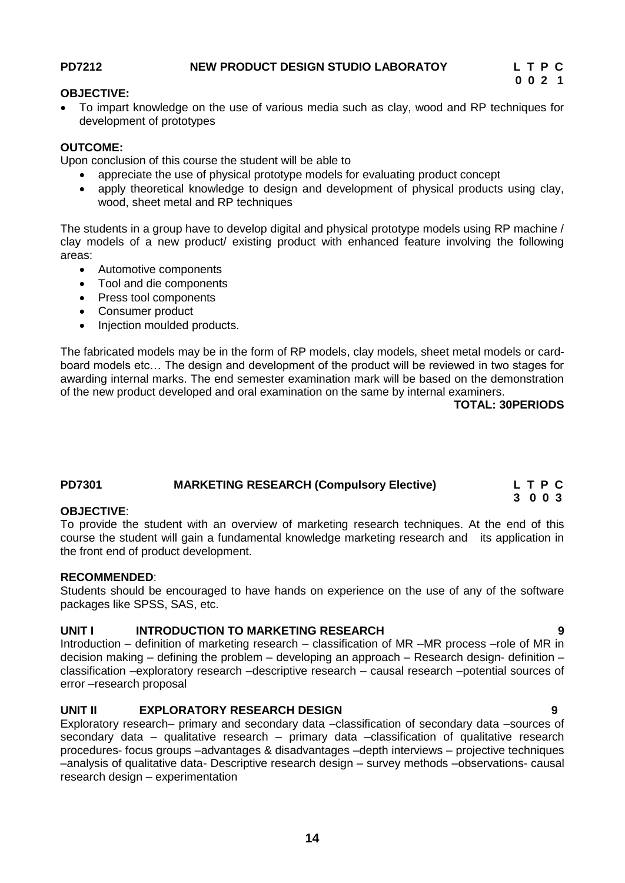**PD7212 NEW PRODUCT DESIGN STUDIO LABORATOY** **L T P C**
**0 0 2 1**

**OBJECTIVE:**

- To impart knowledge on the use of various media such as clay, wood and RP techniques for development of prototypes

**OUTCOME:**

Upon conclusion of this course the student will be able to

- appreciate the use of physical prototype models for evaluating product concept
- apply theoretical knowledge to design and development of physical products using clay, wood, sheet metal and RP techniques

The students in a group have to develop digital and physical prototype models using RP machine / clay models of a new product/ existing product with enhanced feature involving the following areas:

- Automotive components
- Tool and die components
- Press tool components
- Consumer product
- Injection moulded products.

The fabricated models may be in the form of RP models, clay models, sheet metal models or card-board models etc… The design and development of the product will be reviewed in two stages for awarding internal marks. The end semester examination mark will be based on the demonstration of the new product developed and oral examination on the same by internal examiners.

**TOTAL: 30PERIODS**

**PD7301 MARKETING RESEARCH (Compulsory Elective)** **L T P C**
**3 0 0 3**

**OBJECTIVE**:

To provide the student with an overview of marketing research techniques. At the end of this course the student will gain a fundamental knowledge marketing research and its application in the front end of product development.

**RECOMMENDED**:

Students should be encouraged to have hands on experience on the use of any of the software packages like SPSS, SAS, etc.

**UNIT I INTRODUCTION TO MARKETING RESEARCH 9**

Introduction – definition of marketing research – classification of MR –MR process –role of MR in decision making – defining the problem – developing an approach – Research design- definition – classification –exploratory research –descriptive research – causal research –potential sources of error –research proposal

**UNIT II EXPLORATORY RESEARCH DESIGN 9**

Exploratory research– primary and secondary data –classification of secondary data –sources of secondary data – qualitative research – primary data –classification of qualitative research procedures- focus groups –advantages & disadvantages –depth interviews – projective techniques –analysis of qualitative data- Descriptive research design – survey methods –observations- causal research design – experimentation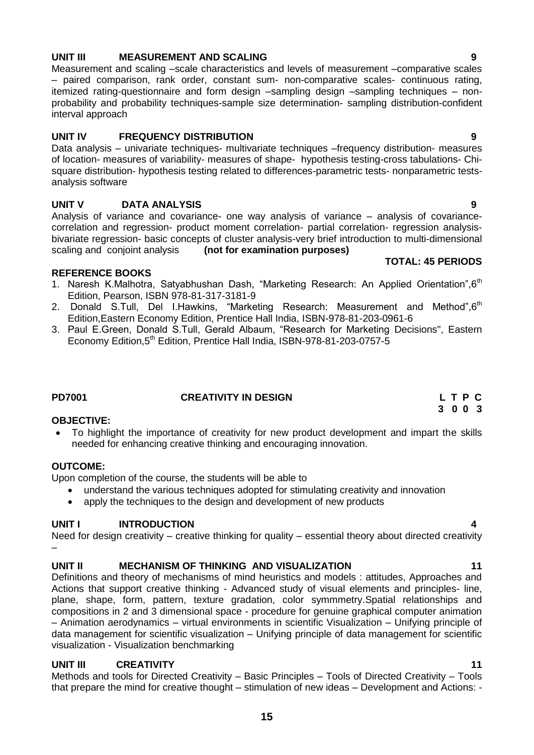**UNIT III MEASUREMENT AND SCALING 9**

Measurement and scaling –scale characteristics and levels of measurement –comparative scales – paired comparison, rank order, constant sum- non-comparative scales- continuous rating, itemized rating-questionnaire and form design –sampling design –sampling techniques – non-probability and probability techniques-sample size determination- sampling distribution-confident interval approach

**UNIT IV FREQUENCY DISTRIBUTION 9**

Data analysis – univariate techniques- multivariate techniques –frequency distribution- measures of location- measures of variability- measures of shape- hypothesis testing-cross tabulations- Chi-square distribution- hypothesis testing related to differences-parametric tests- nonparametric tests-analysis software

**UNIT V DATA ANALYSIS 9**

Analysis of variance and covariance- one way analysis of variance – analysis of covariance-correlation and regression- product moment correlation- partial correlation- regression analysis-bivariate regression- basic concepts of cluster analysis-very brief introduction to multi-dimensional scaling and conjoint analysis **(not for examination purposes)**

**TOTAL: 45 PERIODS**

**REFERENCE BOOKS**

1. Naresh K.Malhotra, Satyabhushan Dash, "Marketing Research: An Applied Orientation",6th Edition, Pearson, ISBN 978-81-317-3181-9
2. Donald S.Tull, Del I.Hawkins, "Marketing Research: Measurement and Method",6th Edition,Eastern Economy Edition, Prentice Hall India, ISBN-978-81-203-0961-6
3. Paul E.Green, Donald S.Tull, Gerald Albaum, "Research for Marketing Decisions", Eastern Economy Edition,5th Edition, Prentice Hall India, ISBN-978-81-203-0757-5

## PD7001 CREATIVITY IN DESIGN

| L | T | P | C |
|---|---|---|---|
| 3 | 0 | 0 | 3 |

**OBJECTIVE:**

- To highlight the importance of creativity for new product development and impart the skills needed for enhancing creative thinking and encouraging innovation.

**OUTCOME:**

Upon completion of the course, the students will be able to

- understand the various techniques adopted for stimulating creativity and innovation
- apply the techniques to the design and development of new products

**UNIT I INTRODUCTION 4**

Need for design creativity – creative thinking for quality – essential theory about directed creativity –

**UNIT II MECHANISM OF THINKING AND VISUALIZATION 11**

Definitions and theory of mechanisms of mind heuristics and models : attitudes, Approaches and Actions that support creative thinking - Advanced study of visual elements and principles- line, plane, shape, form, pattern, texture gradation, color symmmetry.Spatial relationships and compositions in 2 and 3 dimensional space - procedure for genuine graphical computer animation – Animation aerodynamics – virtual environments in scientific Visualization – Unifying principle of data management for scientific visualization – Unifying principle of data management for scientific visualization - Visualization benchmarking

**UNIT III CREATIVITY 11**

Methods and tools for Directed Creativity – Basic Principles – Tools of Directed Creativity – Tools that prepare the mind for creative thought – stimulation of new ideas – Development and Actions: -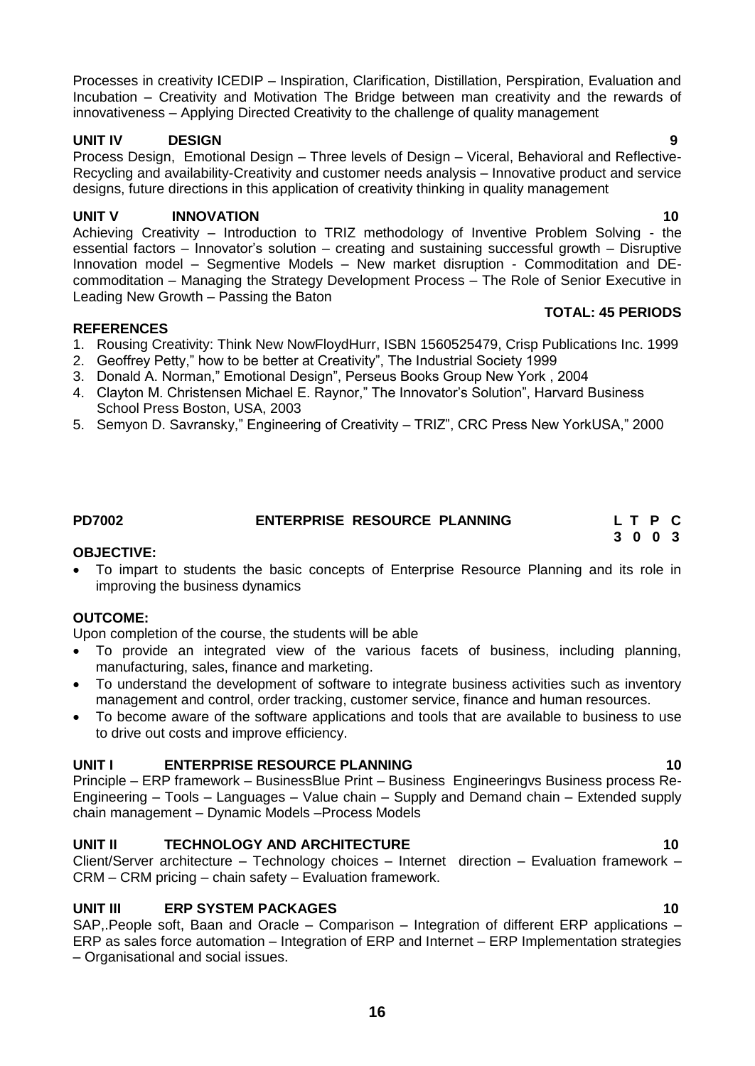Processes in creativity ICEDIP – Inspiration, Clarification, Distillation, Perspiration, Evaluation and Incubation – Creativity and Motivation The Bridge between man creativity and the rewards of innovativeness – Applying Directed Creativity to the challenge of quality management

**UNIT IV DESIGN 9**

Process Design, Emotional Design – Three levels of Design – Viceral, Behavioral and Reflective-Recycling and availability-Creativity and customer needs analysis – Innovative product and service designs, future directions in this application of creativity thinking in quality management

**UNIT V INNOVATION 10**

Achieving Creativity – Introduction to TRIZ methodology of Inventive Problem Solving - the essential factors – Innovator's solution – creating and sustaining successful growth – Disruptive Innovation model – Segmentive Models – New market disruption - Commoditation and DE-commoditation – Managing the Strategy Development Process – The Role of Senior Executive in Leading New Growth – Passing the Baton

**TOTAL: 45 PERIODS**

**REFERENCES**

1. Rousing Creativity: Think New NowFloydHurr, ISBN 1560525479, Crisp Publications Inc. 1999
2. Geoffrey Petty," how to be better at Creativity", The Industrial Society 1999
3. Donald A. Norman," Emotional Design", Perseus Books Group New York , 2004
4. Clayton M. Christensen Michael E. Raynor," The Innovator's Solution", Harvard Business School Press Boston, USA, 2003
5. Semyon D. Savransky," Engineering of Creativity – TRIZ", CRC Press New YorkUSA," 2000

## PD7002 ENTERPRISE RESOURCE PLANNING

| L | T | P | C |
|---|---|---|---|
| 3 | 0 | 0 | 3 |

**OBJECTIVE:**

- To impart to students the basic concepts of Enterprise Resource Planning and its role in improving the business dynamics

**OUTCOME:**

Upon completion of the course, the students will be able

- To provide an integrated view of the various facets of business, including planning, manufacturing, sales, finance and marketing.
- To understand the development of software to integrate business activities such as inventory management and control, order tracking, customer service, finance and human resources.
- To become aware of the software applications and tools that are available to business to use to drive out costs and improve efficiency.

**UNIT I ENTERPRISE RESOURCE PLANNING 10**

Principle – ERP framework – BusinessBlue Print – Business Engineeringvs Business process Re-Engineering – Tools – Languages – Value chain – Supply and Demand chain – Extended supply chain management – Dynamic Models –Process Models

**UNIT II TECHNOLOGY AND ARCHITECTURE 10**

Client/Server architecture – Technology choices – Internet direction – Evaluation framework – CRM – CRM pricing – chain safety – Evaluation framework.

**UNIT III ERP SYSTEM PACKAGES 10**

SAP,.People soft, Baan and Oracle – Comparison – Integration of different ERP applications – ERP as sales force automation – Integration of ERP and Internet – ERP Implementation strategies – Organisational and social issues.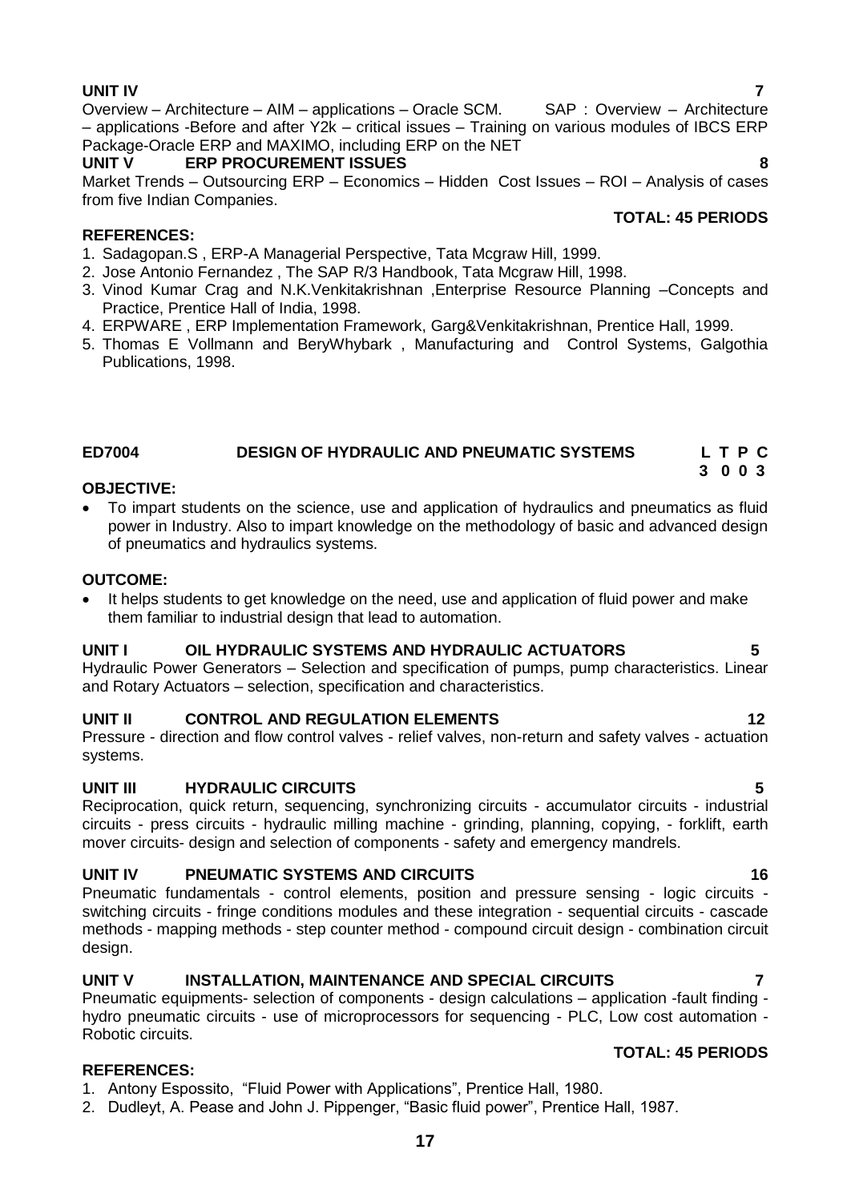**UNIT IV** **7**

Overview – Architecture – AIM – applications – Oracle SCM. SAP : Overview – Architecture – applications -Before and after Y2k – critical issues – Training on various modules of IBCS ERP Package-Oracle ERP and MAXIMO, including ERP on the NET

**UNIT V ERP PROCUREMENT ISSUES** **8**

Market Trends – Outsourcing ERP – Economics – Hidden Cost Issues – ROI – Analysis of cases from five Indian Companies.

**TOTAL: 45 PERIODS**

**REFERENCES:**

1. Sadagopan.S , ERP-A Managerial Perspective, Tata Mcgraw Hill, 1999.
2. Jose Antonio Fernandez , The SAP R/3 Handbook, Tata Mcgraw Hill, 1998.
3. Vinod Kumar Crag and N.K.Venkitakrishnan ,Enterprise Resource Planning –Concepts and Practice, Prentice Hall of India, 1998.
4. ERPWARE , ERP Implementation Framework, Garg&Venkitakrishnan, Prentice Hall, 1999.
5. Thomas E Vollmann and BeryWhybark , Manufacturing and Control Systems, Galgothia Publications, 1998.

## ED7004 DESIGN OF HYDRAULIC AND PNEUMATIC SYSTEMS

| L | T | P | C |
|---|---|---|---|
| 3 | 0 | 0 | 3 |

**OBJECTIVE:**

- To impart students on the science, use and application of hydraulics and pneumatics as fluid power in Industry. Also to impart knowledge on the methodology of basic and advanced design of pneumatics and hydraulics systems.

**OUTCOME:**

- It helps students to get knowledge on the need, use and application of fluid power and make them familiar to industrial design that lead to automation.

**UNIT I OIL HYDRAULIC SYSTEMS AND HYDRAULIC ACTUATORS** **5**

Hydraulic Power Generators – Selection and specification of pumps, pump characteristics. Linear and Rotary Actuators – selection, specification and characteristics.

**UNIT II CONTROL AND REGULATION ELEMENTS** **12**

Pressure - direction and flow control valves - relief valves, non-return and safety valves - actuation systems.

**UNIT III HYDRAULIC CIRCUITS** **5**

Reciprocation, quick return, sequencing, synchronizing circuits - accumulator circuits - industrial circuits - press circuits - hydraulic milling machine - grinding, planning, copying, - forklift, earth mover circuits- design and selection of components - safety and emergency mandrels.

**UNIT IV PNEUMATIC SYSTEMS AND CIRCUITS** **16**

Pneumatic fundamentals - control elements, position and pressure sensing - logic circuits - switching circuits - fringe conditions modules and these integration - sequential circuits - cascade methods - mapping methods - step counter method - compound circuit design - combination circuit design.

**UNIT V INSTALLATION, MAINTENANCE AND SPECIAL CIRCUITS** **7**

Pneumatic equipments- selection of components - design calculations – application -fault finding - hydro pneumatic circuits - use of microprocessors for sequencing - PLC, Low cost automation - Robotic circuits.

**TOTAL: 45 PERIODS**

**REFERENCES:**

1. Antony Espossito, "Fluid Power with Applications", Prentice Hall, 1980.
2. Dudleyt, A. Pease and John J. Pippenger, "Basic fluid power", Prentice Hall, 1987.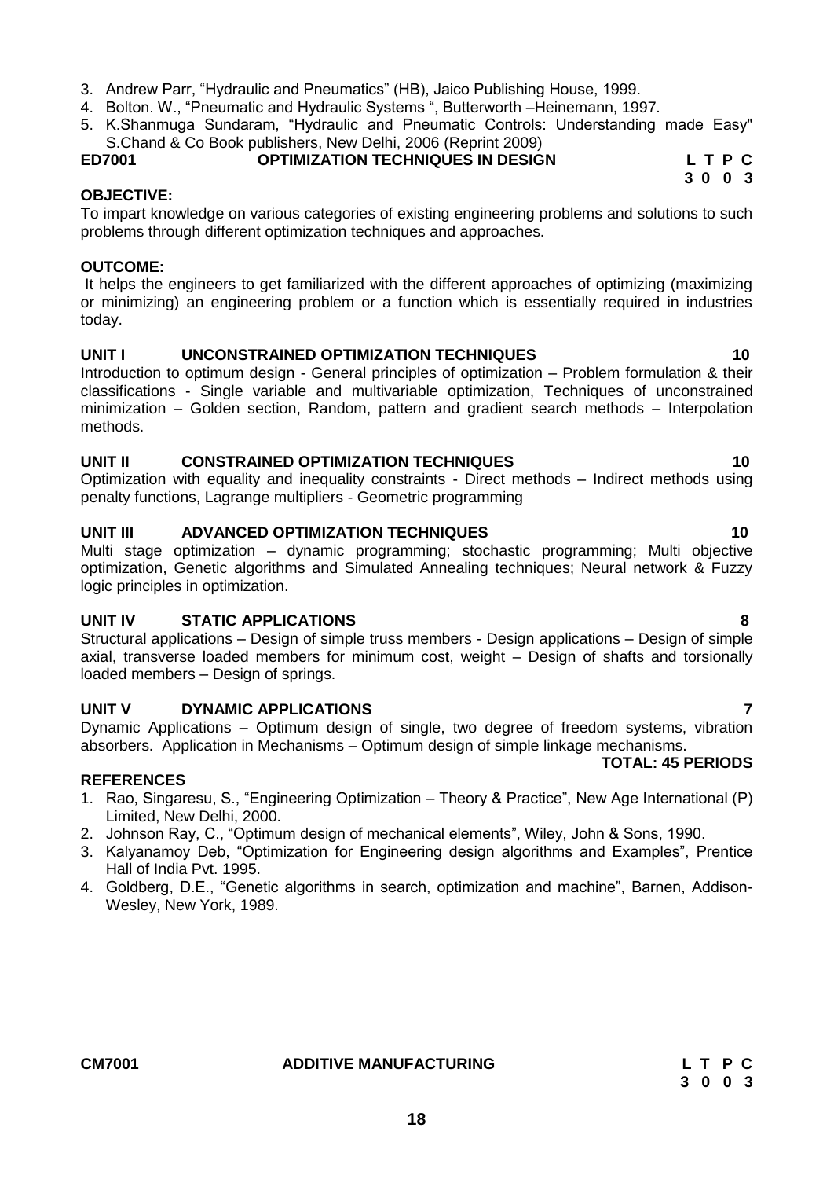3. Andrew Parr, "Hydraulic and Pneumatics" (HB), Jaico Publishing House, 1999.
4. Bolton. W., "Pneumatic and Hydraulic Systems ", Butterworth –Heinemann, 1997.
5. K.Shanmuga Sundaram, "Hydraulic and Pneumatic Controls: Understanding made Easy" S.Chand & Co Book publishers, New Delhi, 2006 (Reprint 2009)

## ED7001 OPTIMIZATION TECHNIQUES IN DESIGN

**L T P C**
**3 0 0 3**

**OBJECTIVE:**

To impart knowledge on various categories of existing engineering problems and solutions to such problems through different optimization techniques and approaches.

**OUTCOME:**

It helps the engineers to get familiarized with the different approaches of optimizing (maximizing or minimizing) an engineering problem or a function which is essentially required in industries today.

**UNIT I UNCONSTRAINED OPTIMIZATION TECHNIQUES 10**

Introduction to optimum design - General principles of optimization – Problem formulation & their classifications - Single variable and multivariable optimization, Techniques of unconstrained minimization – Golden section, Random, pattern and gradient search methods – Interpolation methods.

**UNIT II CONSTRAINED OPTIMIZATION TECHNIQUES 10**

Optimization with equality and inequality constraints - Direct methods – Indirect methods using penalty functions, Lagrange multipliers - Geometric programming

**UNIT III ADVANCED OPTIMIZATION TECHNIQUES 10**

Multi stage optimization – dynamic programming; stochastic programming; Multi objective optimization, Genetic algorithms and Simulated Annealing techniques; Neural network & Fuzzy logic principles in optimization.

**UNIT IV STATIC APPLICATIONS 8**

Structural applications – Design of simple truss members - Design applications – Design of simple axial, transverse loaded members for minimum cost, weight – Design of shafts and torsionally loaded members – Design of springs.

**UNIT V DYNAMIC APPLICATIONS 7**

Dynamic Applications – Optimum design of single, two degree of freedom systems, vibration absorbers. Application in Mechanisms – Optimum design of simple linkage mechanisms.

**TOTAL: 45 PERIODS**

**REFERENCES**

1. Rao, Singaresu, S., "Engineering Optimization – Theory & Practice", New Age International (P) Limited, New Delhi, 2000.
2. Johnson Ray, C., "Optimum design of mechanical elements", Wiley, John & Sons, 1990.
3. Kalyanamoy Deb, "Optimization for Engineering design algorithms and Examples", Prentice Hall of India Pvt. 1995.
4. Goldberg, D.E., "Genetic algorithms in search, optimization and machine", Barnen, Addison-Wesley, New York, 1989.

## CM7001 ADDITIVE MANUFACTURING

**L T P C**
**3 0 0 3**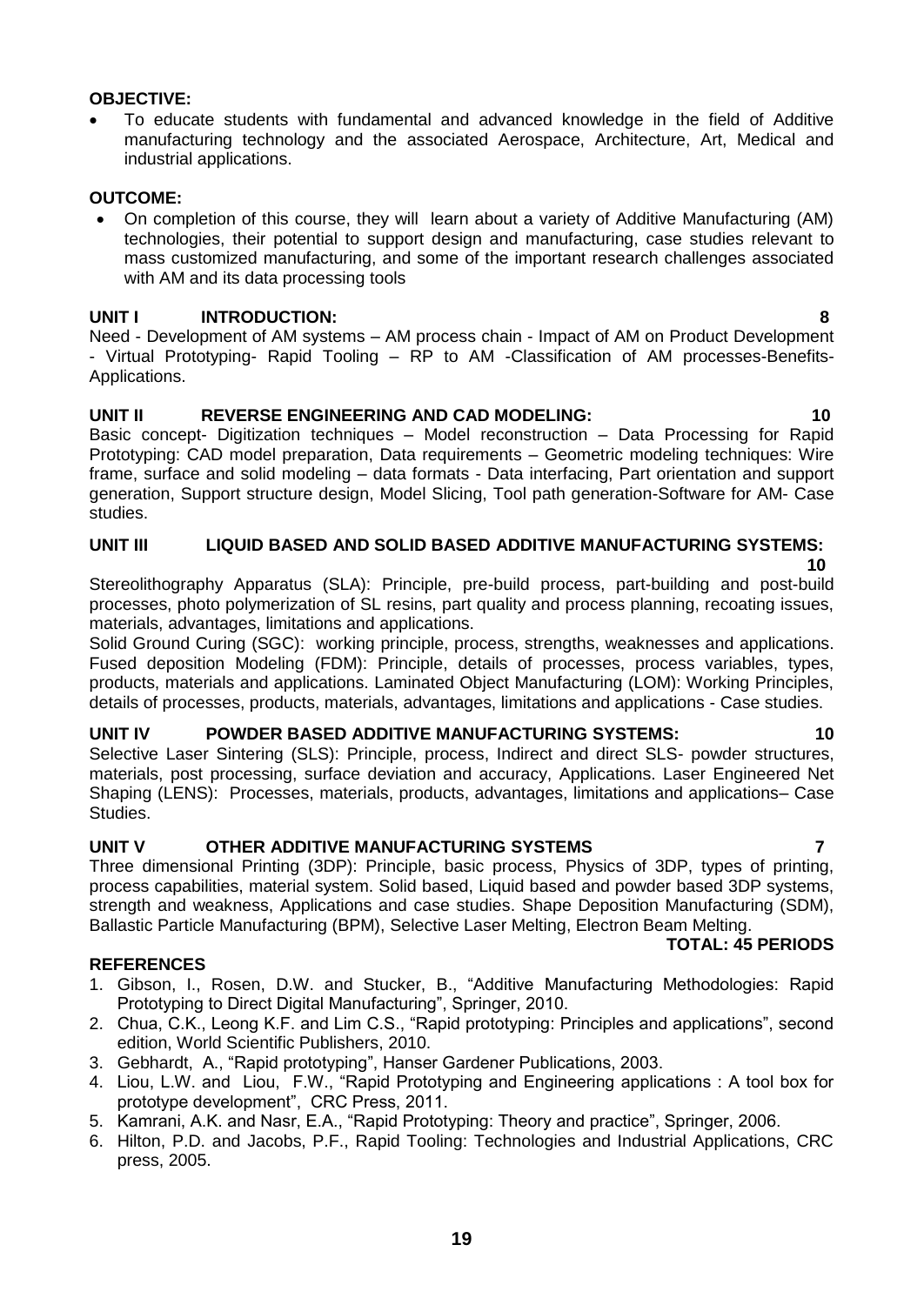**OBJECTIVE:**

- To educate students with fundamental and advanced knowledge in the field of Additive manufacturing technology and the associated Aerospace, Architecture, Art, Medical and industrial applications.

**OUTCOME:**

- On completion of this course, they will learn about a variety of Additive Manufacturing (AM) technologies, their potential to support design and manufacturing, case studies relevant to mass customized manufacturing, and some of the important research challenges associated with AM and its data processing tools

**UNIT I INTRODUCTION: 8**

Need - Development of AM systems – AM process chain - Impact of AM on Product Development - Virtual Prototyping- Rapid Tooling – RP to AM -Classification of AM processes-Benefits-Applications.

**UNIT II REVERSE ENGINEERING AND CAD MODELING: 10**

Basic concept- Digitization techniques – Model reconstruction – Data Processing for Rapid Prototyping: CAD model preparation, Data requirements – Geometric modeling techniques: Wire frame, surface and solid modeling – data formats - Data interfacing, Part orientation and support generation, Support structure design, Model Slicing, Tool path generation-Software for AM- Case studies.

**UNIT III LIQUID BASED AND SOLID BASED ADDITIVE MANUFACTURING SYSTEMS: 10**

Stereolithography Apparatus (SLA): Principle, pre-build process, part-building and post-build processes, photo polymerization of SL resins, part quality and process planning, recoating issues, materials, advantages, limitations and applications.

Solid Ground Curing (SGC): working principle, process, strengths, weaknesses and applications. Fused deposition Modeling (FDM): Principle, details of processes, process variables, types, products, materials and applications. Laminated Object Manufacturing (LOM): Working Principles, details of processes, products, materials, advantages, limitations and applications - Case studies.

**UNIT IV POWDER BASED ADDITIVE MANUFACTURING SYSTEMS: 10**

Selective Laser Sintering (SLS): Principle, process, Indirect and direct SLS- powder structures, materials, post processing, surface deviation and accuracy, Applications. Laser Engineered Net Shaping (LENS): Processes, materials, products, advantages, limitations and applications– Case Studies.

**UNIT V OTHER ADDITIVE MANUFACTURING SYSTEMS 7**

Three dimensional Printing (3DP): Principle, basic process, Physics of 3DP, types of printing, process capabilities, material system. Solid based, Liquid based and powder based 3DP systems, strength and weakness, Applications and case studies. Shape Deposition Manufacturing (SDM), Ballastic Particle Manufacturing (BPM), Selective Laser Melting, Electron Beam Melting.

**TOTAL: 45 PERIODS**

**REFERENCES**

1. Gibson, I., Rosen, D.W. and Stucker, B., "Additive Manufacturing Methodologies: Rapid Prototyping to Direct Digital Manufacturing", Springer, 2010.
2. Chua, C.K., Leong K.F. and Lim C.S., "Rapid prototyping: Principles and applications", second edition, World Scientific Publishers, 2010.
3. Gebhardt, A., "Rapid prototyping", Hanser Gardener Publications, 2003.
4. Liou, L.W. and Liou, F.W., "Rapid Prototyping and Engineering applications : A tool box for prototype development", CRC Press, 2011.
5. Kamrani, A.K. and Nasr, E.A., "Rapid Prototyping: Theory and practice", Springer, 2006.
6. Hilton, P.D. and Jacobs, P.F., Rapid Tooling: Technologies and Industrial Applications, CRC press, 2005.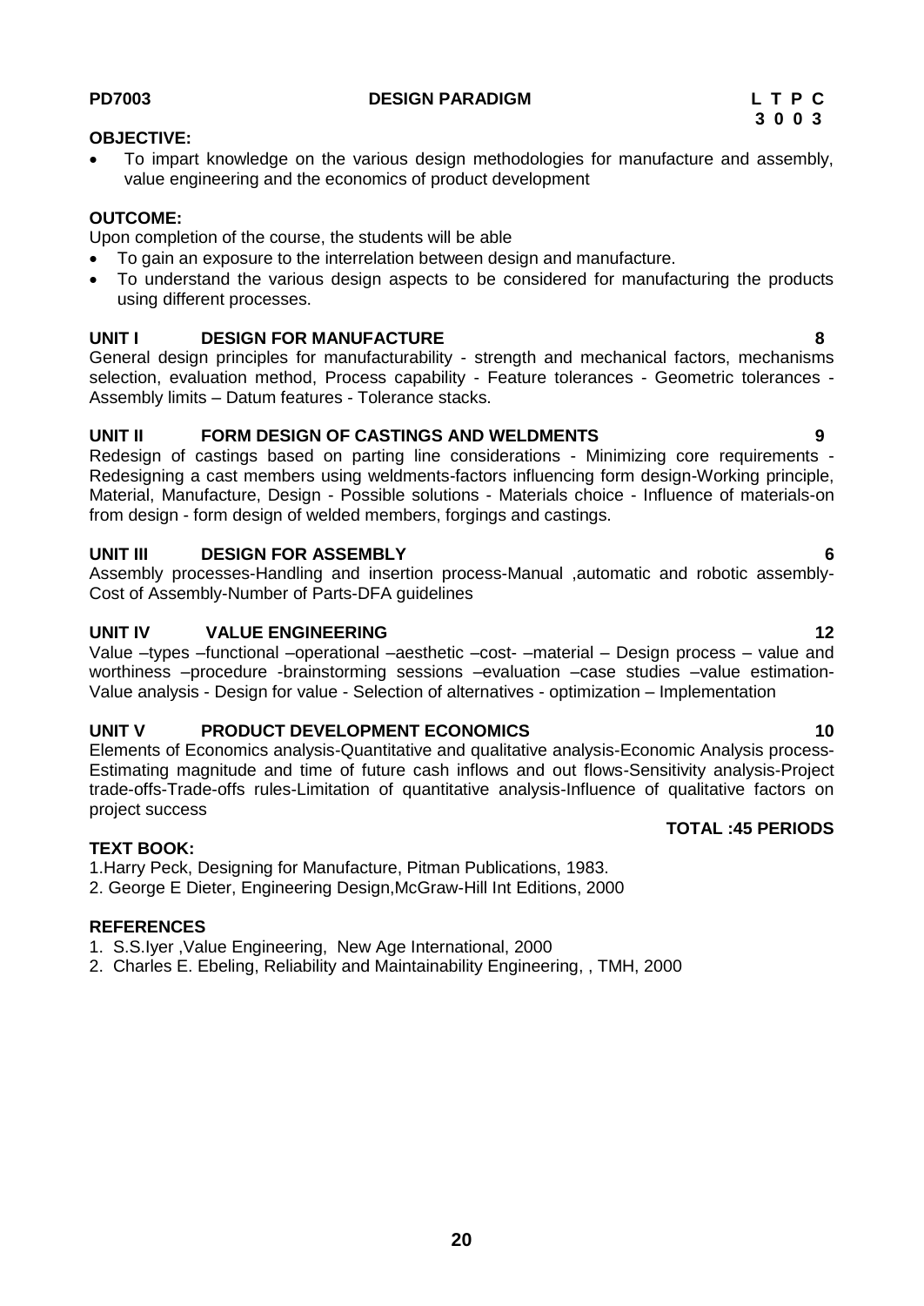**PD7003 DESIGN PARADIGM**

| L | T | P | C |
|---|---|---|---|
| 3 | 0 | 0 | 3 |

**OBJECTIVE:**

- To impart knowledge on the various design methodologies for manufacture and assembly, value engineering and the economics of product development

**OUTCOME:**

Upon completion of the course, the students will be able

- To gain an exposure to the interrelation between design and manufacture.
- To understand the various design aspects to be considered for manufacturing the products using different processes.

**UNIT I DESIGN FOR MANUFACTURE 8**

General design principles for manufacturability - strength and mechanical factors, mechanisms selection, evaluation method, Process capability - Feature tolerances - Geometric tolerances - Assembly limits – Datum features - Tolerance stacks.

**UNIT II FORM DESIGN OF CASTINGS AND WELDMENTS 9**

Redesign of castings based on parting line considerations - Minimizing core requirements - Redesigning a cast members using weldments-factors influencing form design-Working principle, Material, Manufacture, Design - Possible solutions - Materials choice - Influence of materials-on from design - form design of welded members, forgings and castings.

**UNIT III DESIGN FOR ASSEMBLY 6**

Assembly processes-Handling and insertion process-Manual ,automatic and robotic assembly-Cost of Assembly-Number of Parts-DFA guidelines

**UNIT IV VALUE ENGINEERING 12**

Value –types –functional –operational –aesthetic –cost- –material – Design process – value and worthiness –procedure -brainstorming sessions –evaluation –case studies –value estimation-Value analysis - Design for value - Selection of alternatives - optimization – Implementation

**UNIT V PRODUCT DEVELOPMENT ECONOMICS 10**

Elements of Economics analysis-Quantitative and qualitative analysis-Economic Analysis process-Estimating magnitude and time of future cash inflows and out flows-Sensitivity analysis-Project trade-offs-Trade-offs rules-Limitation of quantitative analysis-Influence of qualitative factors on project success

**TOTAL :45 PERIODS**

**TEXT BOOK:**

1. Harry Peck, Designing for Manufacture, Pitman Publications, 1983.
2. George E Dieter, Engineering Design,McGraw-Hill Int Editions, 2000

**REFERENCES**

1. S.S.Iyer ,Value Engineering, New Age International, 2000
2. Charles E. Ebeling, Reliability and Maintainability Engineering, , TMH, 2000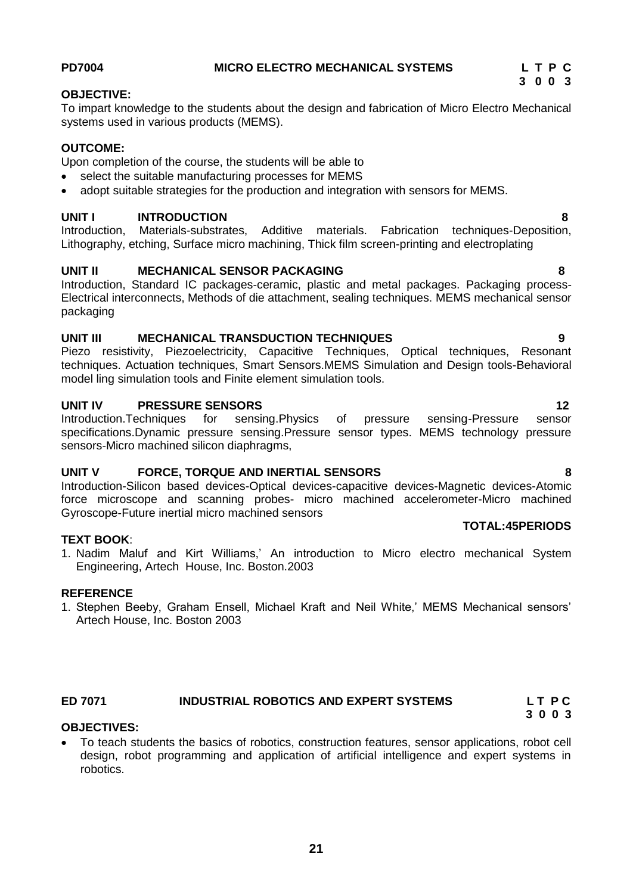**PD7004 MICRO ELECTRO MECHANICAL SYSTEMS L T P C**
**3 0 0 3**

**OBJECTIVE:**

To impart knowledge to the students about the design and fabrication of Micro Electro Mechanical systems used in various products (MEMS).

**OUTCOME:**

Upon completion of the course, the students will be able to

- select the suitable manufacturing processes for MEMS
- adopt suitable strategies for the production and integration with sensors for MEMS.

**UNIT I INTRODUCTION 8**

Introduction, Materials-substrates, Additive materials. Fabrication techniques-Deposition, Lithography, etching, Surface micro machining, Thick film screen-printing and electroplating

**UNIT II MECHANICAL SENSOR PACKAGING 8**

Introduction, Standard IC packages-ceramic, plastic and metal packages. Packaging process-Electrical interconnects, Methods of die attachment, sealing techniques. MEMS mechanical sensor packaging

**UNIT III MECHANICAL TRANSDUCTION TECHNIQUES 9**

Piezo resistivity, Piezoelectricity, Capacitive Techniques, Optical techniques, Resonant techniques. Actuation techniques, Smart Sensors.MEMS Simulation and Design tools-Behavioral model ling simulation tools and Finite element simulation tools.

**UNIT IV PRESSURE SENSORS 12**

Introduction.Techniques for sensing.Physics of pressure sensing-Pressure sensor specifications.Dynamic pressure sensing.Pressure sensor types. MEMS technology pressure sensors-Micro machined silicon diaphragms,

**UNIT V FORCE, TORQUE AND INERTIAL SENSORS 8**

Introduction-Silicon based devices-Optical devices-capacitive devices-Magnetic devices-Atomic force microscope and scanning probes- micro machined accelerometer-Micro machined Gyroscope-Future inertial micro machined sensors

**TOTAL:45PERIODS**

**TEXT BOOK**:

1. Nadim Maluf and Kirt Williams,' An introduction to Micro electro mechanical System Engineering, Artech House, Inc. Boston.2003

**REFERENCE**

1. Stephen Beeby, Graham Ensell, Michael Kraft and Neil White,' MEMS Mechanical sensors' Artech House, Inc. Boston 2003

**ED 7071 INDUSTRIAL ROBOTICS AND EXPERT SYSTEMS L T P C**
**3 0 0 3**

**OBJECTIVES:**

- To teach students the basics of robotics, construction features, sensor applications, robot cell design, robot programming and application of artificial intelligence and expert systems in robotics.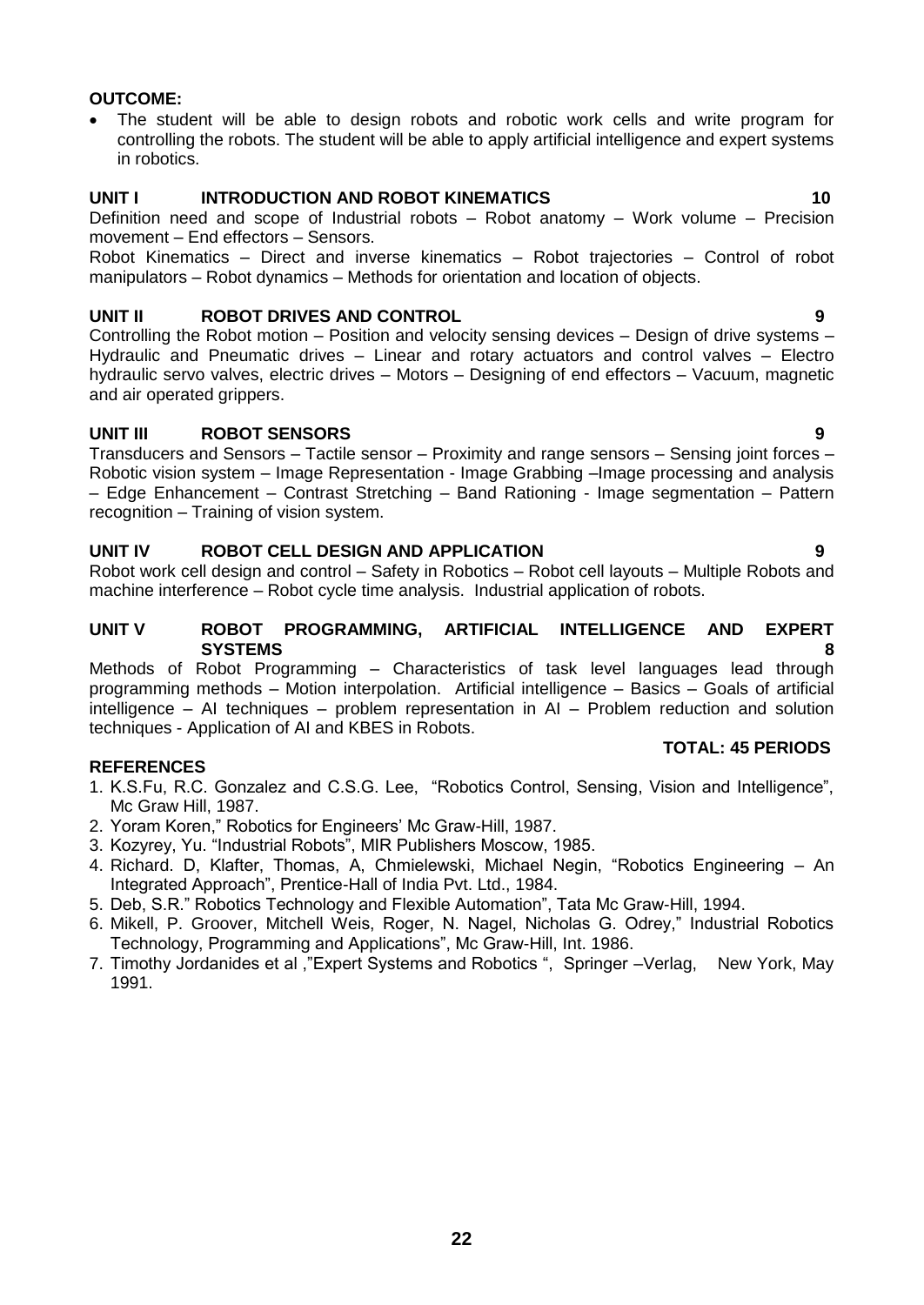**OUTCOME:**

- The student will be able to design robots and robotic work cells and write program for controlling the robots. The student will be able to apply artificial intelligence and expert systems in robotics.

**UNIT I INTRODUCTION AND ROBOT KINEMATICS 10**

Definition need and scope of Industrial robots – Robot anatomy – Work volume – Precision movement – End effectors – Sensors.

Robot Kinematics – Direct and inverse kinematics – Robot trajectories – Control of robot manipulators – Robot dynamics – Methods for orientation and location of objects.

**UNIT II ROBOT DRIVES AND CONTROL 9**

Controlling the Robot motion – Position and velocity sensing devices – Design of drive systems – Hydraulic and Pneumatic drives – Linear and rotary actuators and control valves – Electro hydraulic servo valves, electric drives – Motors – Designing of end effectors – Vacuum, magnetic and air operated grippers.

**UNIT III ROBOT SENSORS 9**

Transducers and Sensors – Tactile sensor – Proximity and range sensors – Sensing joint forces – Robotic vision system – Image Representation - Image Grabbing –Image processing and analysis – Edge Enhancement – Contrast Stretching – Band Rationing - Image segmentation – Pattern recognition – Training of vision system.

**UNIT IV ROBOT CELL DESIGN AND APPLICATION 9**

Robot work cell design and control – Safety in Robotics – Robot cell layouts – Multiple Robots and machine interference – Robot cycle time analysis. Industrial application of robots.

**UNIT V ROBOT PROGRAMMING, ARTIFICIAL INTELLIGENCE AND EXPERT SYSTEMS 8**

Methods of Robot Programming – Characteristics of task level languages lead through programming methods – Motion interpolation. Artificial intelligence – Basics – Goals of artificial intelligence – AI techniques – problem representation in AI – Problem reduction and solution techniques - Application of AI and KBES in Robots.

**TOTAL: 45 PERIODS**

**REFERENCES**

1. K.S.Fu, R.C. Gonzalez and C.S.G. Lee, "Robotics Control, Sensing, Vision and Intelligence", Mc Graw Hill, 1987.
2. Yoram Koren," Robotics for Engineers' Mc Graw-Hill, 1987.
3. Kozyrey, Yu. "Industrial Robots", MIR Publishers Moscow, 1985.
4. Richard. D, Klafter, Thomas, A, Chmielewski, Michael Negin, "Robotics Engineering – An Integrated Approach", Prentice-Hall of India Pvt. Ltd., 1984.
5. Deb, S.R." Robotics Technology and Flexible Automation", Tata Mc Graw-Hill, 1994.
6. Mikell, P. Groover, Mitchell Weis, Roger, N. Nagel, Nicholas G. Odrey," Industrial Robotics Technology, Programming and Applications", Mc Graw-Hill, Int. 1986.
7. Timothy Jordanides et al ,"Expert Systems and Robotics ", Springer –Verlag, New York, May 1991.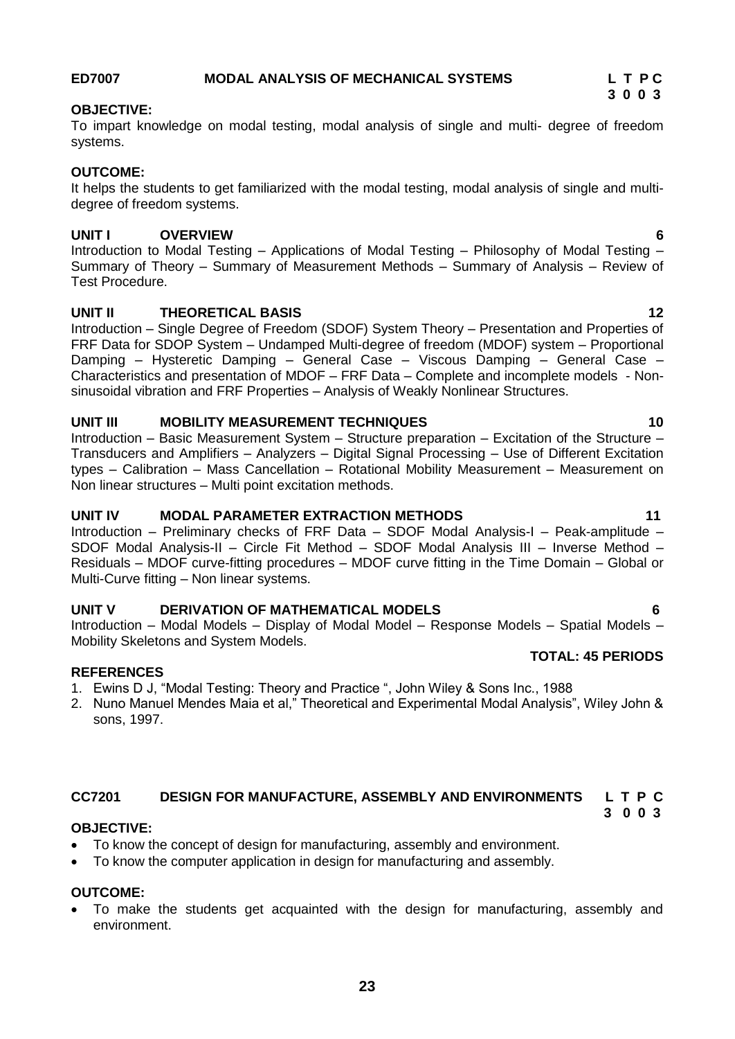**ED7007 MODAL ANALYSIS OF MECHANICAL SYSTEMS** **L T P C**
**3 0 0 3**

**OBJECTIVE:**

To impart knowledge on modal testing, modal analysis of single and multi- degree of freedom systems.

**OUTCOME:**

It helps the students to get familiarized with the modal testing, modal analysis of single and multi-degree of freedom systems.

**UNIT I OVERVIEW 6**

Introduction to Modal Testing – Applications of Modal Testing – Philosophy of Modal Testing – Summary of Theory – Summary of Measurement Methods – Summary of Analysis – Review of Test Procedure.

**UNIT II THEORETICAL BASIS 12**

Introduction – Single Degree of Freedom (SDOF) System Theory – Presentation and Properties of FRF Data for SDOP System – Undamped Multi-degree of freedom (MDOF) system – Proportional Damping – Hysteretic Damping – General Case – Viscous Damping – General Case – Characteristics and presentation of MDOF – FRF Data – Complete and incomplete models - Non-sinusoidal vibration and FRF Properties – Analysis of Weakly Nonlinear Structures.

**UNIT III MOBILITY MEASUREMENT TECHNIQUES 10**

Introduction – Basic Measurement System – Structure preparation – Excitation of the Structure – Transducers and Amplifiers – Analyzers – Digital Signal Processing – Use of Different Excitation types – Calibration – Mass Cancellation – Rotational Mobility Measurement – Measurement on Non linear structures – Multi point excitation methods.

**UNIT IV MODAL PARAMETER EXTRACTION METHODS 11**

Introduction – Preliminary checks of FRF Data – SDOF Modal Analysis-I – Peak-amplitude – SDOF Modal Analysis-II – Circle Fit Method – SDOF Modal Analysis III – Inverse Method – Residuals – MDOF curve-fitting procedures – MDOF curve fitting in the Time Domain – Global or Multi-Curve fitting – Non linear systems.

**UNIT V DERIVATION OF MATHEMATICAL MODELS 6**

Introduction – Modal Models – Display of Modal Model – Response Models – Spatial Models – Mobility Skeletons and System Models.

**TOTAL: 45 PERIODS**

**REFERENCES**

1. Ewins D J, "Modal Testing: Theory and Practice ", John Wiley & Sons Inc., 1988
2. Nuno Manuel Mendes Maia et al," Theoretical and Experimental Modal Analysis", Wiley John & sons, 1997.

**CC7201 DESIGN FOR MANUFACTURE, ASSEMBLY AND ENVIRONMENTS** **L T P C**
**3 0 0 3**

**OBJECTIVE:**

- To know the concept of design for manufacturing, assembly and environment.
- To know the computer application in design for manufacturing and assembly.

**OUTCOME:**

- To make the students get acquainted with the design for manufacturing, assembly and environment.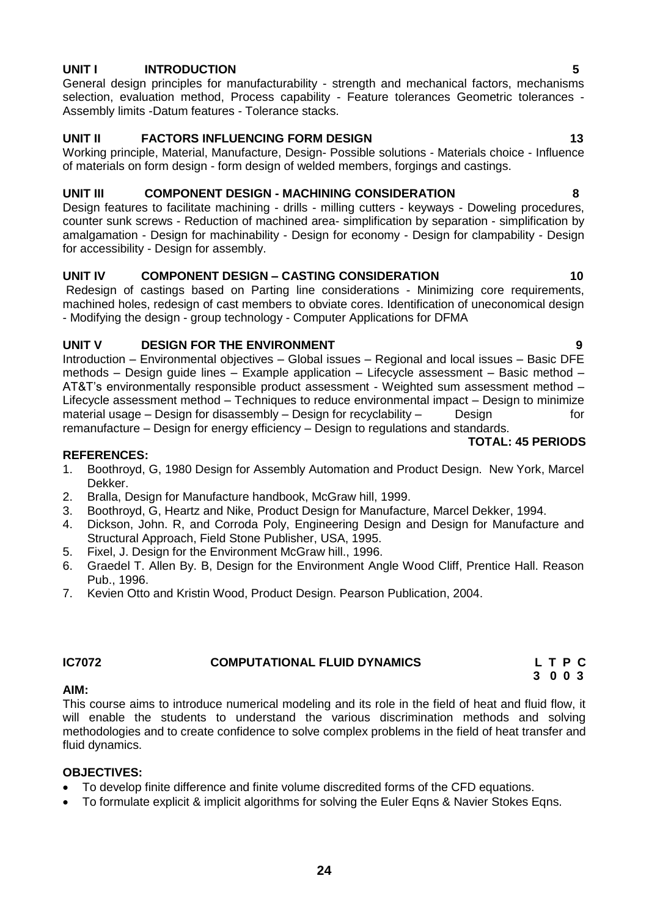**UNIT I INTRODUCTION 5**

General design principles for manufacturability - strength and mechanical factors, mechanisms selection, evaluation method, Process capability - Feature tolerances Geometric tolerances - Assembly limits -Datum features - Tolerance stacks.

**UNIT II FACTORS INFLUENCING FORM DESIGN 13**

Working principle, Material, Manufacture, Design- Possible solutions - Materials choice - Influence of materials on form design - form design of welded members, forgings and castings.

**UNIT III COMPONENT DESIGN - MACHINING CONSIDERATION 8**

Design features to facilitate machining - drills - milling cutters - keyways - Doweling procedures, counter sunk screws - Reduction of machined area- simplification by separation - simplification by amalgamation - Design for machinability - Design for economy - Design for clampability - Design for accessibility - Design for assembly.

**UNIT IV COMPONENT DESIGN – CASTING CONSIDERATION 10**

Redesign of castings based on Parting line considerations - Minimizing core requirements, machined holes, redesign of cast members to obviate cores. Identification of uneconomical design - Modifying the design - group technology - Computer Applications for DFMA

**UNIT V DESIGN FOR THE ENVIRONMENT 9**

Introduction – Environmental objectives – Global issues – Regional and local issues – Basic DFE methods – Design guide lines – Example application – Lifecycle assessment – Basic method – AT&T's environmentally responsible product assessment - Weighted sum assessment method – Lifecycle assessment method – Techniques to reduce environmental impact – Design to minimize material usage – Design for disassembly – Design for recyclability – Design for remanufacture – Design for energy efficiency – Design to regulations and standards.

**TOTAL: 45 PERIODS**

**REFERENCES:**

1. Boothroyd, G, 1980 Design for Assembly Automation and Product Design. New York, Marcel Dekker.
2. Bralla, Design for Manufacture handbook, McGraw hill, 1999.
3. Boothroyd, G, Heartz and Nike, Product Design for Manufacture, Marcel Dekker, 1994.
4. Dickson, John. R, and Corroda Poly, Engineering Design and Design for Manufacture and Structural Approach, Field Stone Publisher, USA, 1995.
5. Fixel, J. Design for the Environment McGraw hill., 1996.
6. Graedel T. Allen By. B, Design for the Environment Angle Wood Cliff, Prentice Hall. Reason Pub., 1996.
7. Kevien Otto and Kristin Wood, Product Design. Pearson Publication, 2004.

**IC7072 COMPUTATIONAL FLUID DYNAMICS**

| L | T | P | C |
|---|---|---|---|
| 3 | 0 | 0 | 3 |

**AIM:**

This course aims to introduce numerical modeling and its role in the field of heat and fluid flow, it will enable the students to understand the various discrimination methods and solving methodologies and to create confidence to solve complex problems in the field of heat transfer and fluid dynamics.

**OBJECTIVES:**

- To develop finite difference and finite volume discredited forms of the CFD equations.
- To formulate explicit & implicit algorithms for solving the Euler Eqns & Navier Stokes Eqns.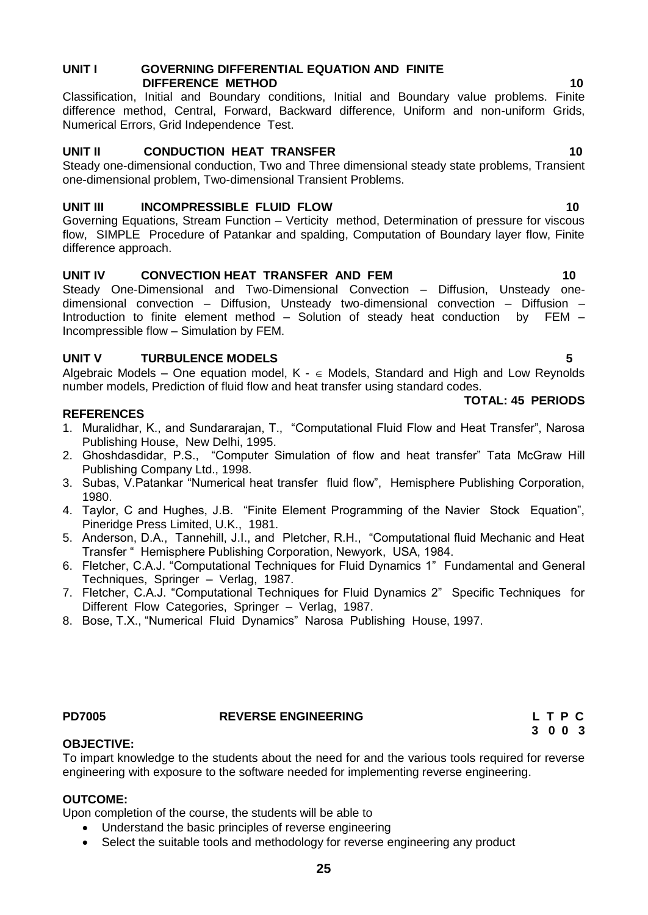**UNIT I GOVERNING DIFFERENTIAL EQUATION AND FINITE DIFFERENCE METHOD 10**

Classification, Initial and Boundary conditions, Initial and Boundary value problems. Finite difference method, Central, Forward, Backward difference, Uniform and non-uniform Grids, Numerical Errors, Grid Independence Test.

**UNIT II CONDUCTION HEAT TRANSFER 10**

Steady one-dimensional conduction, Two and Three dimensional steady state problems, Transient one-dimensional problem, Two-dimensional Transient Problems.

**UNIT III INCOMPRESSIBLE FLUID FLOW 10**

Governing Equations, Stream Function – Verticity method, Determination of pressure for viscous flow, SIMPLE Procedure of Patankar and spalding, Computation of Boundary layer flow, Finite difference approach.

**UNIT IV CONVECTION HEAT TRANSFER AND FEM 10**

Steady One-Dimensional and Two-Dimensional Convection – Diffusion, Unsteady one-dimensional convection – Diffusion, Unsteady two-dimensional convection – Diffusion – Introduction to finite element method – Solution of steady heat conduction by FEM – Incompressible flow – Simulation by FEM.

**UNIT V TURBULENCE MODELS 5**

Algebraic Models – One equation model, K - $\in$ Models, Standard and High and Low Reynolds number models, Prediction of fluid flow and heat transfer using standard codes.

**TOTAL: 45 PERIODS**

**REFERENCES**

1. Muralidhar, K., and Sundararajan, T., "Computational Fluid Flow and Heat Transfer", Narosa Publishing House, New Delhi, 1995.
2. Ghoshdasdidar, P.S., "Computer Simulation of flow and heat transfer" Tata McGraw Hill Publishing Company Ltd., 1998.
3. Subas, V.Patankar "Numerical heat transfer fluid flow", Hemisphere Publishing Corporation, 1980.
4. Taylor, C and Hughes, J.B. "Finite Element Programming of the Navier Stock Equation", Pineridge Press Limited, U.K., 1981.
5. Anderson, D.A., Tannehill, J.I., and Pletcher, R.H., "Computational fluid Mechanic and Heat Transfer " Hemisphere Publishing Corporation, Newyork, USA, 1984.
6. Fletcher, C.A.J. "Computational Techniques for Fluid Dynamics 1" Fundamental and General Techniques, Springer – Verlag, 1987.
7. Fletcher, C.A.J. "Computational Techniques for Fluid Dynamics 2" Specific Techniques for Different Flow Categories, Springer – Verlag, 1987.
8. Bose, T.X., "Numerical Fluid Dynamics" Narosa Publishing House, 1997.

## PD7005 REVERSE ENGINEERING

| L | T | P | C |
|---|---|---|---|
| 3 | 0 | 0 | 3 |

**OBJECTIVE:**

To impart knowledge to the students about the need for and the various tools required for reverse engineering with exposure to the software needed for implementing reverse engineering.

**OUTCOME:**

Upon completion of the course, the students will be able to

- Understand the basic principles of reverse engineering
- Select the suitable tools and methodology for reverse engineering any product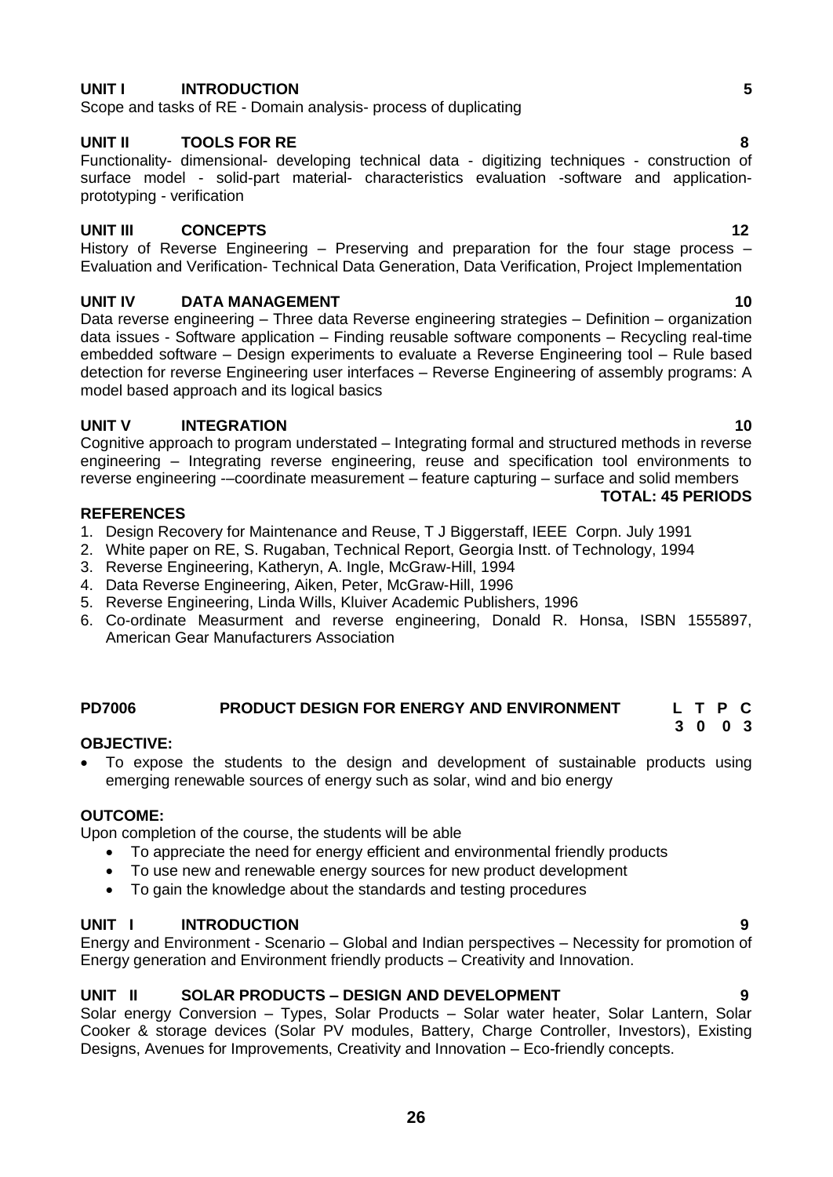**UNIT I INTRODUCTION 5**

Scope and tasks of RE - Domain analysis- process of duplicating

**UNIT II TOOLS FOR RE 8**

Functionality- dimensional- developing technical data - digitizing techniques - construction of surface model - solid-part material- characteristics evaluation -software and application-prototyping - verification

**UNIT III CONCEPTS 12**

History of Reverse Engineering – Preserving and preparation for the four stage process – Evaluation and Verification- Technical Data Generation, Data Verification, Project Implementation

**UNIT IV DATA MANAGEMENT 10**

Data reverse engineering – Three data Reverse engineering strategies – Definition – organization data issues - Software application – Finding reusable software components – Recycling real-time embedded software – Design experiments to evaluate a Reverse Engineering tool – Rule based detection for reverse Engineering user interfaces – Reverse Engineering of assembly programs: A model based approach and its logical basics

**UNIT V INTEGRATION 10**

Cognitive approach to program understated – Integrating formal and structured methods in reverse engineering – Integrating reverse engineering, reuse and specification tool environments to reverse engineering -–coordinate measurement – feature capturing – surface and solid members

**TOTAL: 45 PERIODS**

**REFERENCES**

1. Design Recovery for Maintenance and Reuse, T J Biggerstaff, IEEE Corpn. July 1991
2. White paper on RE, S. Rugaban, Technical Report, Georgia Instt. of Technology, 1994
3. Reverse Engineering, Katheryn, A. Ingle, McGraw-Hill, 1994
4. Data Reverse Engineering, Aiken, Peter, McGraw-Hill, 1996
5. Reverse Engineering, Linda Wills, Kluiver Academic Publishers, 1996
6. Co-ordinate Measurment and reverse engineering, Donald R. Honsa, ISBN 1555897, American Gear Manufacturers Association

## PD7006 PRODUCT DESIGN FOR ENERGY AND ENVIRONMENT

| L | T | P | C |
|---|---|---|---|
| 3 | 0 | 0 | 3 |

**OBJECTIVE:**

- To expose the students to the design and development of sustainable products using emerging renewable sources of energy such as solar, wind and bio energy

**OUTCOME:**

Upon completion of the course, the students will be able

- To appreciate the need for energy efficient and environmental friendly products
- To use new and renewable energy sources for new product development
- To gain the knowledge about the standards and testing procedures

**UNIT I INTRODUCTION 9**

Energy and Environment - Scenario – Global and Indian perspectives – Necessity for promotion of Energy generation and Environment friendly products – Creativity and Innovation.

**UNIT II SOLAR PRODUCTS – DESIGN AND DEVELOPMENT 9**

Solar energy Conversion – Types, Solar Products – Solar water heater, Solar Lantern, Solar Cooker & storage devices (Solar PV modules, Battery, Charge Controller, Investors), Existing Designs, Avenues for Improvements, Creativity and Innovation – Eco-friendly concepts.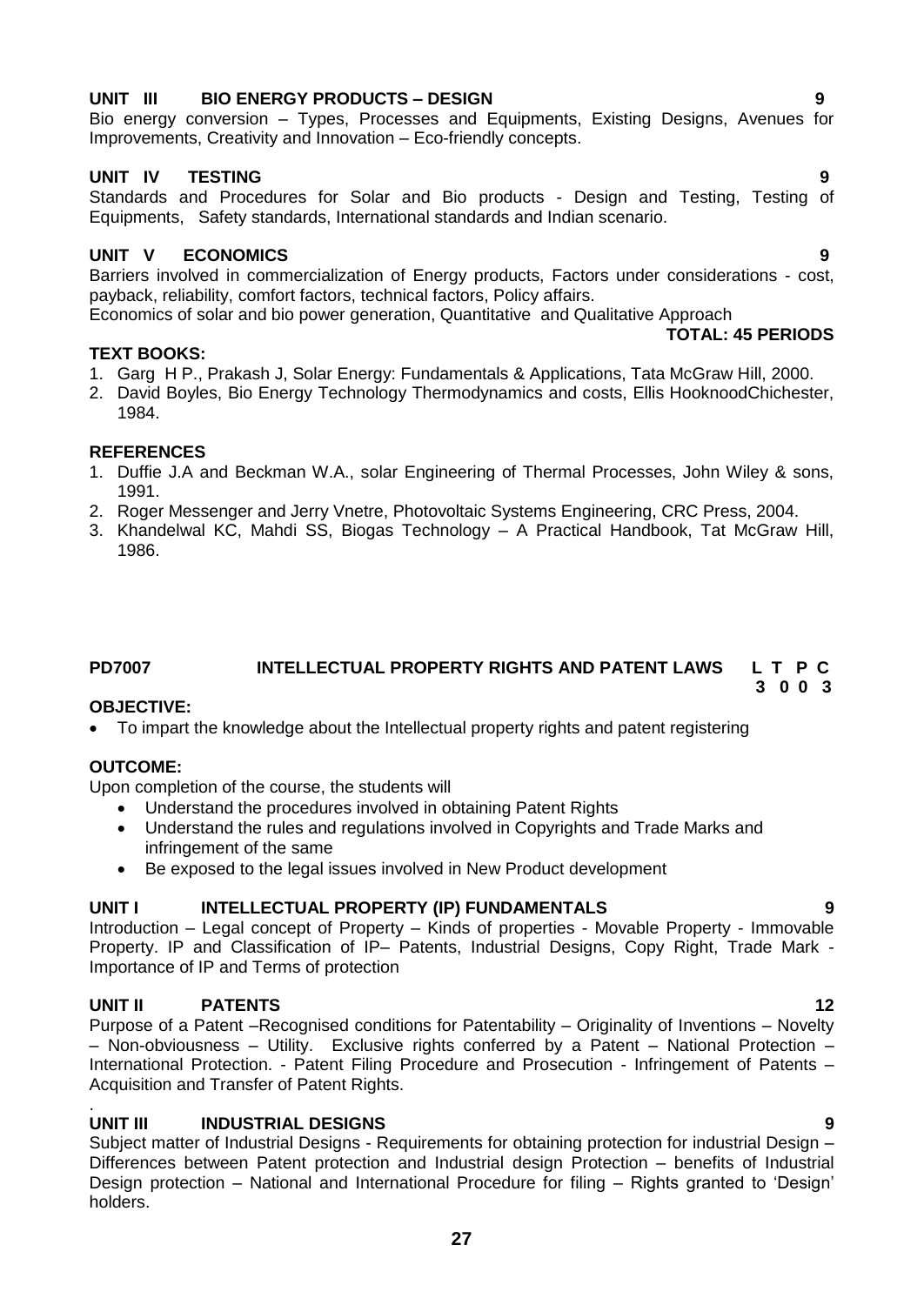**UNIT III BIO ENERGY PRODUCTS – DESIGN 9**

Bio energy conversion – Types, Processes and Equipments, Existing Designs, Avenues for Improvements, Creativity and Innovation – Eco-friendly concepts.

**UNIT IV TESTING 9**

Standards and Procedures for Solar and Bio products - Design and Testing, Testing of Equipments, Safety standards, International standards and Indian scenario.

**UNIT V ECONOMICS 9**

Barriers involved in commercialization of Energy products, Factors under considerations - cost, payback, reliability, comfort factors, technical factors, Policy affairs.

Economics of solar and bio power generation, Quantitative and Qualitative Approach

**TOTAL: 45 PERIODS**

**TEXT BOOKS:**

1. Garg H P., Prakash J, Solar Energy: Fundamentals & Applications, Tata McGraw Hill, 2000.
2. David Boyles, Bio Energy Technology Thermodynamics and costs, Ellis HooknoodChichester, 1984.

**REFERENCES**

1. Duffie J.A and Beckman W.A., solar Engineering of Thermal Processes, John Wiley & sons, 1991.
2. Roger Messenger and Jerry Vnetre, Photovoltaic Systems Engineering, CRC Press, 2004.
3. Khandelwal KC, Mahdi SS, Biogas Technology – A Practical Handbook, Tat McGraw Hill, 1986.

## PD7007 INTELLECTUAL PROPERTY RIGHTS AND PATENT LAWS

| L | T | P | C |
|---|---|---|---|
| 3 | 0 | 0 | 3 |

**OBJECTIVE:**

- To impart the knowledge about the Intellectual property rights and patent registering

**OUTCOME:**

Upon completion of the course, the students will

- Understand the procedures involved in obtaining Patent Rights
- Understand the rules and regulations involved in Copyrights and Trade Marks and infringement of the same
- Be exposed to the legal issues involved in New Product development

**UNIT I INTELLECTUAL PROPERTY (IP) FUNDAMENTALS 9**

Introduction – Legal concept of Property – Kinds of properties - Movable Property - Immovable Property. IP and Classification of IP– Patents, Industrial Designs, Copy Right, Trade Mark - Importance of IP and Terms of protection

**UNIT II PATENTS 12**

Purpose of a Patent –Recognised conditions for Patentability – Originality of Inventions – Novelty – Non-obviousness – Utility. Exclusive rights conferred by a Patent – National Protection – International Protection. - Patent Filing Procedure and Prosecution - Infringement of Patents – Acquisition and Transfer of Patent Rights.

**UNIT III INDUSTRIAL DESIGNS 9**

Subject matter of Industrial Designs - Requirements for obtaining protection for industrial Design – Differences between Patent protection and Industrial design Protection – benefits of Industrial Design protection – National and International Procedure for filing – Rights granted to 'Design' holders.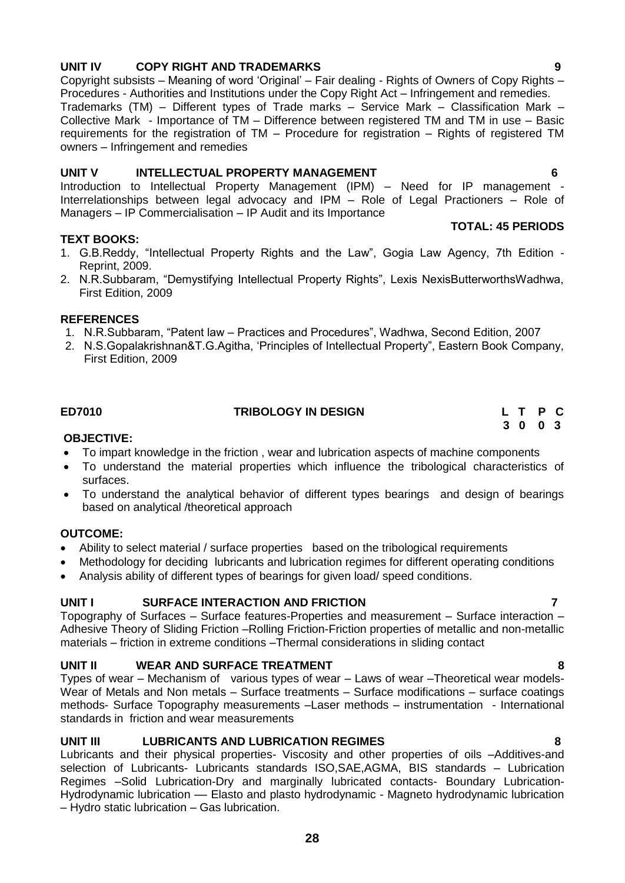**UNIT IV COPY RIGHT AND TRADEMARKS 9**

Copyright subsists – Meaning of word 'Original' – Fair dealing - Rights of Owners of Copy Rights – Procedures - Authorities and Institutions under the Copy Right Act – Infringement and remedies. Trademarks (TM) – Different types of Trade marks – Service Mark – Classification Mark – Collective Mark - Importance of TM – Difference between registered TM and TM in use – Basic requirements for the registration of TM – Procedure for registration – Rights of registered TM owners – Infringement and remedies

**UNIT V INTELLECTUAL PROPERTY MANAGEMENT 6**

Introduction to Intellectual Property Management (IPM) – Need for IP management - Interrelationships between legal advocacy and IPM – Role of Legal Practioners – Role of Managers – IP Commercialisation – IP Audit and its Importance

**TOTAL: 45 PERIODS**

**TEXT BOOKS:**

1. G.B.Reddy, "Intellectual Property Rights and the Law", Gogia Law Agency, 7th Edition - Reprint, 2009.
2. N.R.Subbaram, "Demystifying Intellectual Property Rights", Lexis NexisButterworthsWadhwa, First Edition, 2009

**REFERENCES**

1. N.R.Subbaram, "Patent law – Practices and Procedures", Wadhwa, Second Edition, 2007
2. N.S.Gopalakrishnan&T.G.Agitha, 'Principles of Intellectual Property", Eastern Book Company, First Edition, 2009

| **ED7010** | **TRIBOLOGY IN DESIGN** | **L** | **T** | **P** | **C** |
|---|---|---|---|---|---|
| | | **3** | **0** | **0** | **3** |

**OBJECTIVE:**

- To impart knowledge in the friction , wear and lubrication aspects of machine components
- To understand the material properties which influence the tribological characteristics of surfaces.
- To understand the analytical behavior of different types bearings and design of bearings based on analytical /theoretical approach

**OUTCOME:**

- Ability to select material / surface properties based on the tribological requirements
- Methodology for deciding lubricants and lubrication regimes for different operating conditions
- Analysis ability of different types of bearings for given load/ speed conditions.

**UNIT I SURFACE INTERACTION AND FRICTION 7**

Topography of Surfaces – Surface features-Properties and measurement – Surface interaction – Adhesive Theory of Sliding Friction –Rolling Friction-Friction properties of metallic and non-metallic materials – friction in extreme conditions –Thermal considerations in sliding contact

**UNIT II WEAR AND SURFACE TREATMENT 8**

Types of wear – Mechanism of various types of wear – Laws of wear –Theoretical wear models- Wear of Metals and Non metals – Surface treatments – Surface modifications – surface coatings methods- Surface Topography measurements –Laser methods – instrumentation - International standards in friction and wear measurements

**UNIT III LUBRICANTS AND LUBRICATION REGIMES 8**

Lubricants and their physical properties- Viscosity and other properties of oils –Additives-and selection of Lubricants- Lubricants standards ISO,SAE,AGMA, BIS standards – Lubrication Regimes –Solid Lubrication-Dry and marginally lubricated contacts- Boundary Lubrication- Hydrodynamic lubrication –– Elasto and plasto hydrodynamic - Magneto hydrodynamic lubrication – Hydro static lubrication – Gas lubrication.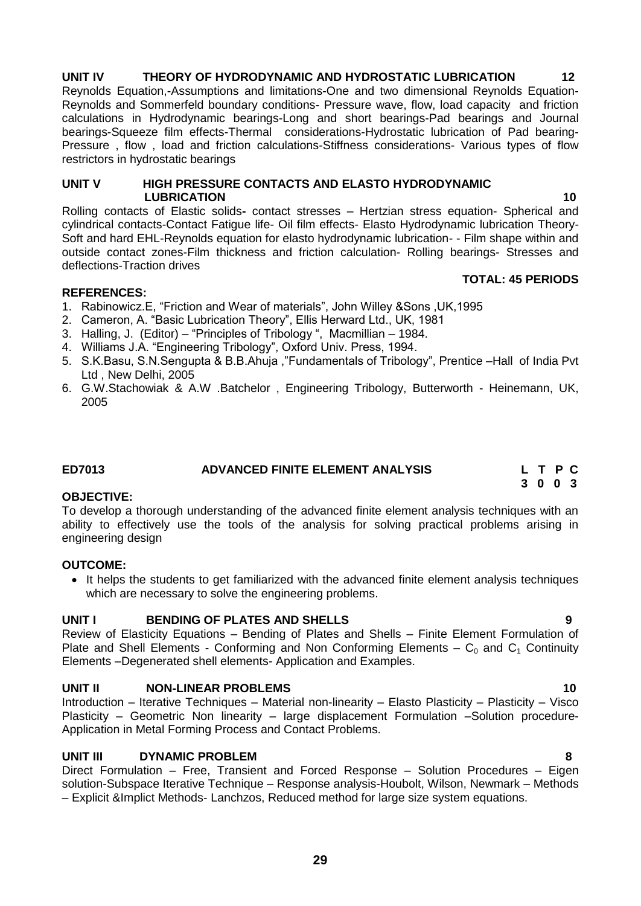**UNIT IV THEORY OF HYDRODYNAMIC AND HYDROSTATIC LUBRICATION 12**

Reynolds Equation,-Assumptions and limitations-One and two dimensional Reynolds Equation-Reynolds and Sommerfeld boundary conditions- Pressure wave, flow, load capacity and friction calculations in Hydrodynamic bearings-Long and short bearings-Pad bearings and Journal bearings-Squeeze film effects-Thermal considerations-Hydrostatic lubrication of Pad bearing-Pressure , flow , load and friction calculations-Stiffness considerations- Various types of flow restrictors in hydrostatic bearings

**UNIT V HIGH PRESSURE CONTACTS AND ELASTO HYDRODYNAMIC LUBRICATION 10**

Rolling contacts of Elastic solids**-** contact stresses – Hertzian stress equation- Spherical and cylindrical contacts-Contact Fatigue life- Oil film effects- Elasto Hydrodynamic lubrication Theory-Soft and hard EHL-Reynolds equation for elasto hydrodynamic lubrication- - Film shape within and outside contact zones-Film thickness and friction calculation- Rolling bearings- Stresses and deflections-Traction drives

**TOTAL: 45 PERIODS**

**REFERENCES:**

1. Rabinowicz.E, "Friction and Wear of materials", John Willey &Sons ,UK,1995
2. Cameron, A. "Basic Lubrication Theory", Ellis Herward Ltd., UK, 1981
3. Halling, J. (Editor) – "Principles of Tribology ", Macmillian – 1984.
4. Williams J.A. "Engineering Tribology", Oxford Univ. Press, 1994.
5. S.K.Basu, S.N.Sengupta & B.B.Ahuja ,"Fundamentals of Tribology", Prentice –Hall of India Pvt Ltd , New Delhi, 2005
6. G.W.Stachowiak & A.W .Batchelor , Engineering Tribology, Butterworth - Heinemann, UK, 2005

**ED7013 ADVANCED FINITE ELEMENT ANALYSIS**

| L | T | P | C |
|---|---|---|---|
| 3 | 0 | 0 | 3 |

**OBJECTIVE:**

To develop a thorough understanding of the advanced finite element analysis techniques with an ability to effectively use the tools of the analysis for solving practical problems arising in engineering design

**OUTCOME:**

- It helps the students to get familiarized with the advanced finite element analysis techniques which are necessary to solve the engineering problems.

**UNIT I BENDING OF PLATES AND SHELLS 9**

Review of Elasticity Equations – Bending of Plates and Shells – Finite Element Formulation of Plate and Shell Elements - Conforming and Non Conforming Elements – $C_0$ and $C_1$ Continuity Elements –Degenerated shell elements- Application and Examples.

**UNIT II NON-LINEAR PROBLEMS 10**

Introduction – Iterative Techniques – Material non-linearity – Elasto Plasticity – Plasticity – Visco Plasticity – Geometric Non linearity – large displacement Formulation –Solution procedure-Application in Metal Forming Process and Contact Problems.

**UNIT III DYNAMIC PROBLEM 8**

Direct Formulation – Free, Transient and Forced Response – Solution Procedures – Eigen solution-Subspace Iterative Technique – Response analysis-Houbolt, Wilson, Newmark – Methods – Explicit &Implict Methods- Lanchzos, Reduced method for large size system equations.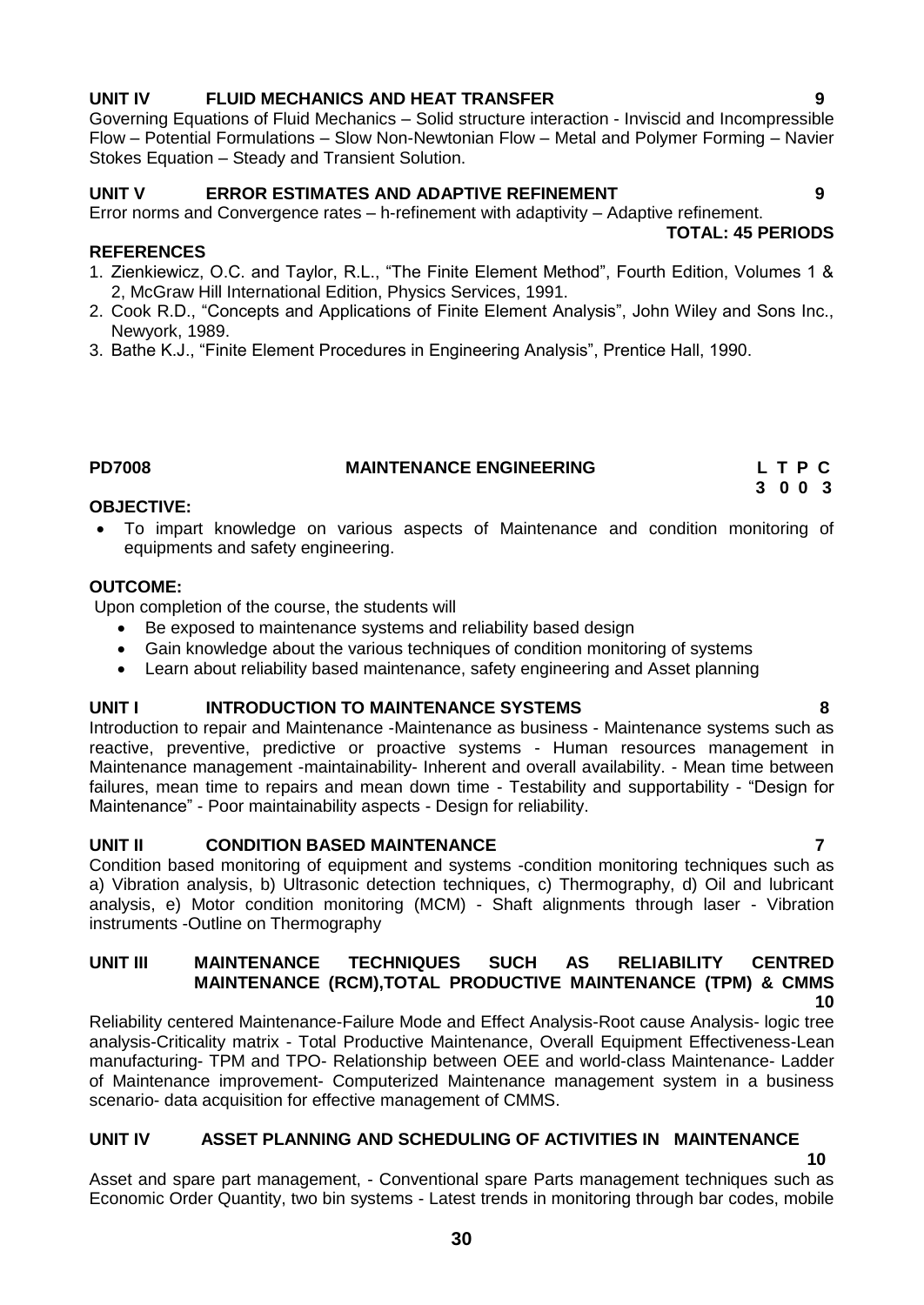**UNIT IV FLUID MECHANICS AND HEAT TRANSFER 9**

Governing Equations of Fluid Mechanics – Solid structure interaction - Inviscid and Incompressible Flow – Potential Formulations – Slow Non-Newtonian Flow – Metal and Polymer Forming – Navier Stokes Equation – Steady and Transient Solution.

**UNIT V ERROR ESTIMATES AND ADAPTIVE REFINEMENT 9**

Error norms and Convergence rates – h-refinement with adaptivity – Adaptive refinement.

**TOTAL: 45 PERIODS**

**REFERENCES**

1. Zienkiewicz, O.C. and Taylor, R.L., "The Finite Element Method", Fourth Edition, Volumes 1 & 2, McGraw Hill International Edition, Physics Services, 1991.
2. Cook R.D., "Concepts and Applications of Finite Element Analysis", John Wiley and Sons Inc., Newyork, 1989.
3. Bathe K.J., "Finite Element Procedures in Engineering Analysis", Prentice Hall, 1990.

## PD7008 MAINTENANCE ENGINEERING

| L | T | P | C |
|---|---|---|---|
| 3 | 0 | 0 | 3 |

**OBJECTIVE:**

- To impart knowledge on various aspects of Maintenance and condition monitoring of equipments and safety engineering.

**OUTCOME:**

Upon completion of the course, the students will

- Be exposed to maintenance systems and reliability based design
- Gain knowledge about the various techniques of condition monitoring of systems
- Learn about reliability based maintenance, safety engineering and Asset planning

**UNIT I INTRODUCTION TO MAINTENANCE SYSTEMS 8**

Introduction to repair and Maintenance -Maintenance as business - Maintenance systems such as reactive, preventive, predictive or proactive systems - Human resources management in Maintenance management -maintainability- Inherent and overall availability. - Mean time between failures, mean time to repairs and mean down time - Testability and supportability - "Design for Maintenance" - Poor maintainability aspects - Design for reliability.

**UNIT II CONDITION BASED MAINTENANCE 7**

Condition based monitoring of equipment and systems -condition monitoring techniques such as a) Vibration analysis, b) Ultrasonic detection techniques, c) Thermography, d) Oil and lubricant analysis, e) Motor condition monitoring (MCM) - Shaft alignments through laser - Vibration instruments -Outline on Thermography

**UNIT III MAINTENANCE TECHNIQUES SUCH AS RELIABILITY CENTRED MAINTENANCE (RCM),TOTAL PRODUCTIVE MAINTENANCE (TPM) & CMMS 10**

Reliability centered Maintenance-Failure Mode and Effect Analysis-Root cause Analysis- logic tree analysis-Criticality matrix - Total Productive Maintenance, Overall Equipment Effectiveness-Lean manufacturing- TPM and TPO- Relationship between OEE and world-class Maintenance- Ladder of Maintenance improvement- Computerized Maintenance management system in a business scenario- data acquisition for effective management of CMMS.

**UNIT IV ASSET PLANNING AND SCHEDULING OF ACTIVITIES IN MAINTENANCE 10**

Asset and spare part management, - Conventional spare Parts management techniques such as Economic Order Quantity, two bin systems - Latest trends in monitoring through bar codes, mobile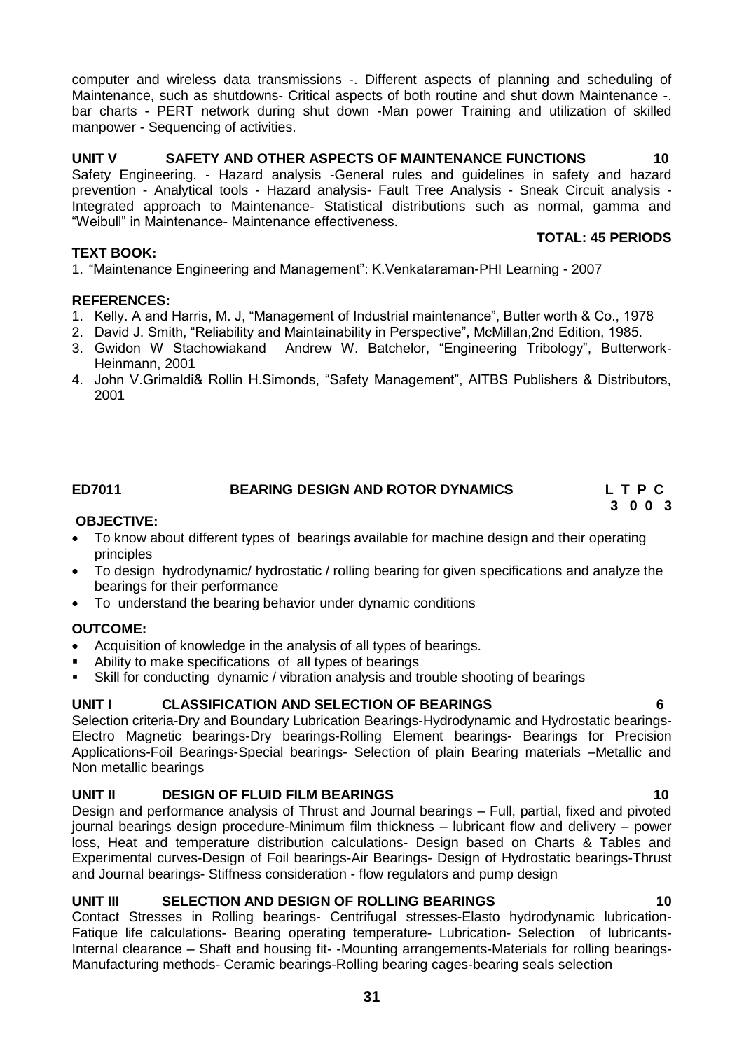computer and wireless data transmissions -. Different aspects of planning and scheduling of Maintenance, such as shutdowns- Critical aspects of both routine and shut down Maintenance -. bar charts - PERT network during shut down -Man power Training and utilization of skilled manpower - Sequencing of activities.

**UNIT V SAFETY AND OTHER ASPECTS OF MAINTENANCE FUNCTIONS 10**

Safety Engineering. - Hazard analysis -General rules and guidelines in safety and hazard prevention - Analytical tools - Hazard analysis- Fault Tree Analysis - Sneak Circuit analysis - Integrated approach to Maintenance- Statistical distributions such as normal, gamma and "Weibull" in Maintenance- Maintenance effectiveness.

**TOTAL: 45 PERIODS**

**TEXT BOOK:**

1. "Maintenance Engineering and Management": K.Venkataraman-PHI Learning - 2007

**REFERENCES:**

1. Kelly. A and Harris, M. J, "Management of Industrial maintenance", Butter worth & Co., 1978
2. David J. Smith, "Reliability and Maintainability in Perspective", McMillan,2nd Edition, 1985.
3. Gwidon W Stachowiakand Andrew W. Batchelor, "Engineering Tribology", Butterwork-Heinmann, 2001
4. John V.Grimaldi& Rollin H.Simonds, "Safety Management", AITBS Publishers & Distributors, 2001

**ED7011 BEARING DESIGN AND ROTOR DYNAMICS**

| L | T | P | C |
|---|---|---|---|
| 3 | 0 | 0 | 3 |

**OBJECTIVE:**

- To know about different types of bearings available for machine design and their operating principles
- To design hydrodynamic/ hydrostatic / rolling bearing for given specifications and analyze the bearings for their performance
- To understand the bearing behavior under dynamic conditions

**OUTCOME:**

- Acquisition of knowledge in the analysis of all types of bearings.
- Ability to make specifications of all types of bearings
- Skill for conducting dynamic / vibration analysis and trouble shooting of bearings

**UNIT I CLASSIFICATION AND SELECTION OF BEARINGS 6**

Selection criteria-Dry and Boundary Lubrication Bearings-Hydrodynamic and Hydrostatic bearings-Electro Magnetic bearings-Dry bearings-Rolling Element bearings- Bearings for Precision Applications-Foil Bearings-Special bearings- Selection of plain Bearing materials –Metallic and Non metallic bearings

**UNIT II DESIGN OF FLUID FILM BEARINGS 10**

Design and performance analysis of Thrust and Journal bearings – Full, partial, fixed and pivoted journal bearings design procedure-Minimum film thickness – lubricant flow and delivery – power loss, Heat and temperature distribution calculations- Design based on Charts & Tables and Experimental curves-Design of Foil bearings-Air Bearings- Design of Hydrostatic bearings-Thrust and Journal bearings- Stiffness consideration - flow regulators and pump design

**UNIT III SELECTION AND DESIGN OF ROLLING BEARINGS 10**

Contact Stresses in Rolling bearings- Centrifugal stresses-Elasto hydrodynamic lubrication-Fatique life calculations- Bearing operating temperature- Lubrication- Selection of lubricants-Internal clearance – Shaft and housing fit- -Mounting arrangements-Materials for rolling bearings-Manufacturing methods- Ceramic bearings-Rolling bearing cages-bearing seals selection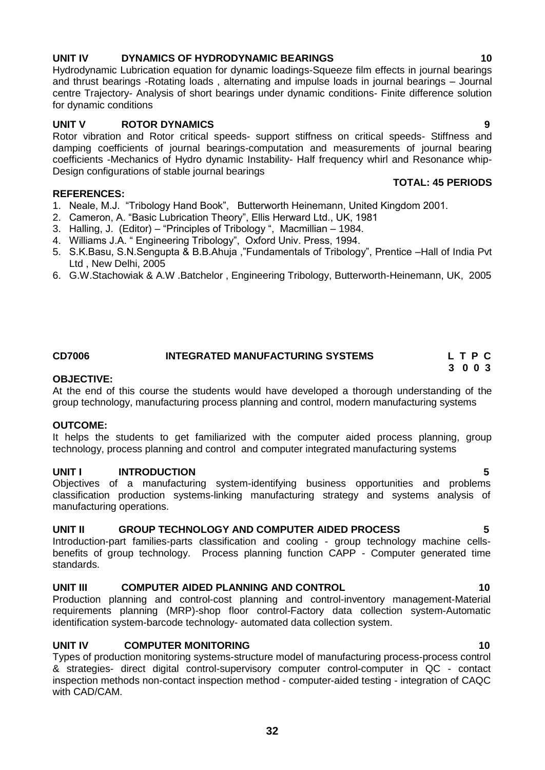**UNIT IV DYNAMICS OF HYDRODYNAMIC BEARINGS 10**

Hydrodynamic Lubrication equation for dynamic loadings-Squeeze film effects in journal bearings and thrust bearings -Rotating loads , alternating and impulse loads in journal bearings – Journal centre Trajectory- Analysis of short bearings under dynamic conditions- Finite difference solution for dynamic conditions

**UNIT V ROTOR DYNAMICS 9**

Rotor vibration and Rotor critical speeds- support stiffness on critical speeds- Stiffness and damping coefficients of journal bearings-computation and measurements of journal bearing coefficients -Mechanics of Hydro dynamic Instability- Half frequency whirl and Resonance whip- Design configurations of stable journal bearings

**TOTAL: 45 PERIODS**

**REFERENCES:**

1. Neale, M.J. "Tribology Hand Book", Butterworth Heinemann, United Kingdom 2001.
2. Cameron, A. "Basic Lubrication Theory", Ellis Herward Ltd., UK, 1981
3. Halling, J. (Editor) – "Principles of Tribology ", Macmillian – 1984.
4. Williams J.A. " Engineering Tribology", Oxford Univ. Press, 1994.
5. S.K.Basu, S.N.Sengupta & B.B.Ahuja ,"Fundamentals of Tribology", Prentice –Hall of India Pvt Ltd , New Delhi, 2005
6. G.W.Stachowiak & A.W .Batchelor , Engineering Tribology, Butterworth-Heinemann, UK, 2005

## CD7006 INTEGRATED MANUFACTURING SYSTEMS

| L | T | P | C |
|---|---|---|---|
| 3 | 0 | 0 | 3 |

**OBJECTIVE:**

At the end of this course the students would have developed a thorough understanding of the group technology, manufacturing process planning and control, modern manufacturing systems

**OUTCOME:**

It helps the students to get familiarized with the computer aided process planning, group technology, process planning and control and computer integrated manufacturing systems

**UNIT I INTRODUCTION 5**

Objectives of a manufacturing system-identifying business opportunities and problems classification production systems-linking manufacturing strategy and systems analysis of manufacturing operations.

**UNIT II GROUP TECHNOLOGY AND COMPUTER AIDED PROCESS 5**

Introduction-part families-parts classification and cooling - group technology machine cells-benefits of group technology. Process planning function CAPP - Computer generated time standards.

**UNIT III COMPUTER AIDED PLANNING AND CONTROL 10**

Production planning and control-cost planning and control-inventory management-Material requirements planning (MRP)-shop floor control-Factory data collection system-Automatic identification system-barcode technology- automated data collection system.

**UNIT IV COMPUTER MONITORING 10**

Types of production monitoring systems-structure model of manufacturing process-process control & strategies- direct digital control-supervisory computer control-computer in QC - contact inspection methods non-contact inspection method - computer-aided testing - integration of CAQC with CAD/CAM.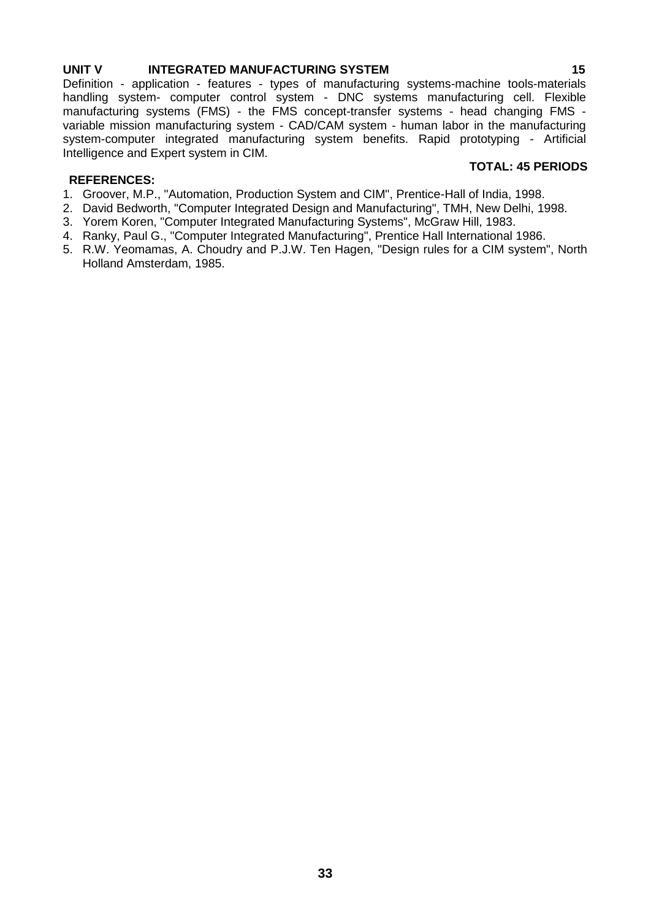**UNIT V INTEGRATED MANUFACTURING SYSTEM 15**

Definition - application - features - types of manufacturing systems-machine tools-materials handling system- computer control system - DNC systems manufacturing cell. Flexible manufacturing systems (FMS) - the FMS concept-transfer systems - head changing FMS - variable mission manufacturing system - CAD/CAM system - human labor in the manufacturing system-computer integrated manufacturing system benefits. Rapid prototyping - Artificial Intelligence and Expert system in CIM.

**TOTAL: 45 PERIODS**

**REFERENCES:**

1. Groover, M.P., "Automation, Production System and CIM", Prentice-Hall of India, 1998.
2. David Bedworth, "Computer Integrated Design and Manufacturing", TMH, New Delhi, 1998.
3. Yorem Koren, "Computer Integrated Manufacturing Systems", McGraw Hill, 1983.
4. Ranky, Paul G., "Computer Integrated Manufacturing", Prentice Hall International 1986.
5. R.W. Yeomamas, A. Choudry and P.J.W. Ten Hagen, "Design rules for a CIM system", North Holland Amsterdam, 1985.